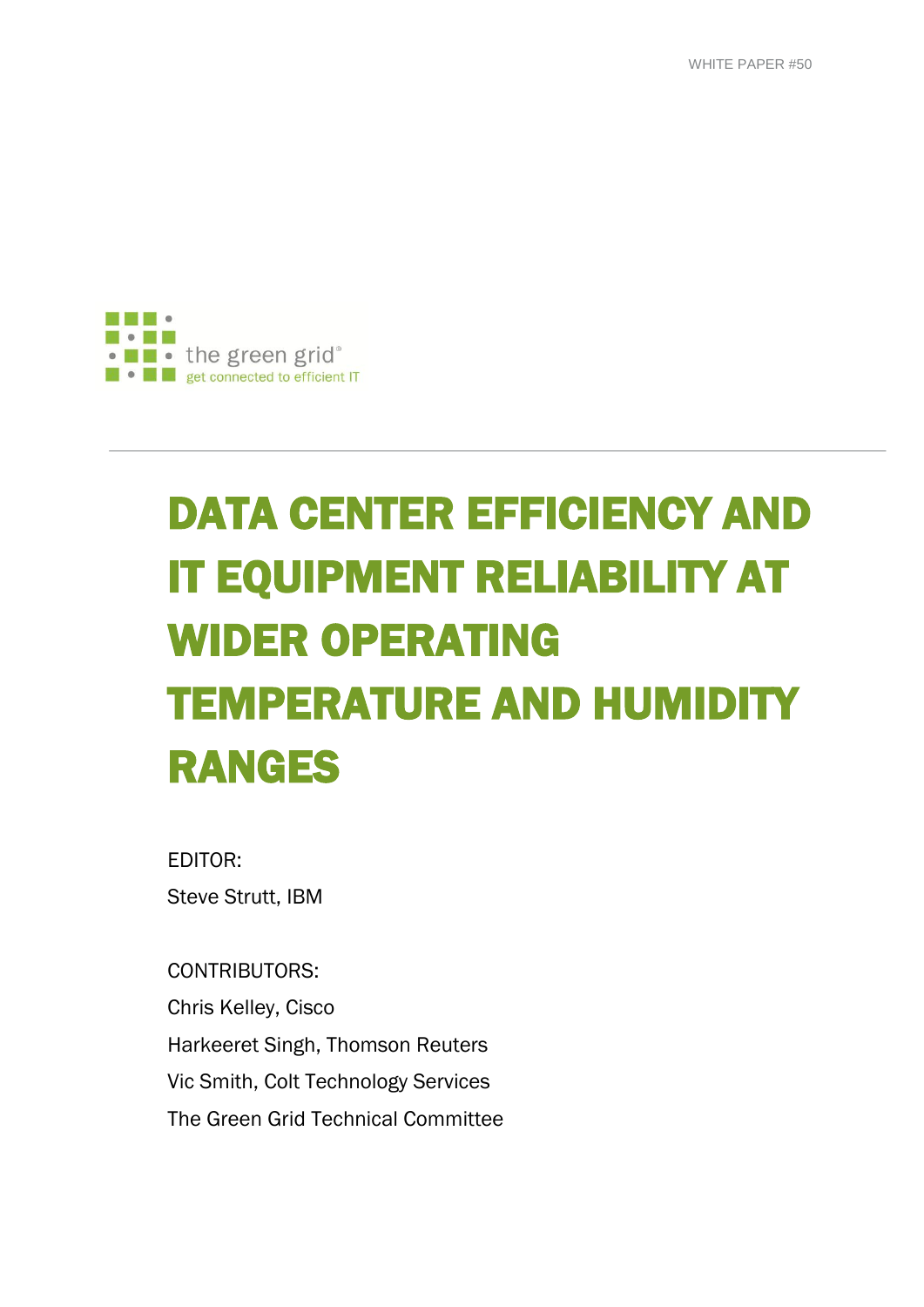WHITE PAPER #50

the green grid
get connected to efficient IT

# DATA CENTER EFFICIENCY AND IT EQUIPMENT RELIABILITY AT WIDER OPERATING TEMPERATURE AND HUMIDITY RANGES

EDITOR:
Steve Strutt, IBM

CONTRIBUTORS:
Chris Kelley, Cisco
Harkeeret Singh, Thomson Reuters
Vic Smith, Colt Technology Services
The Green Grid Technical Committee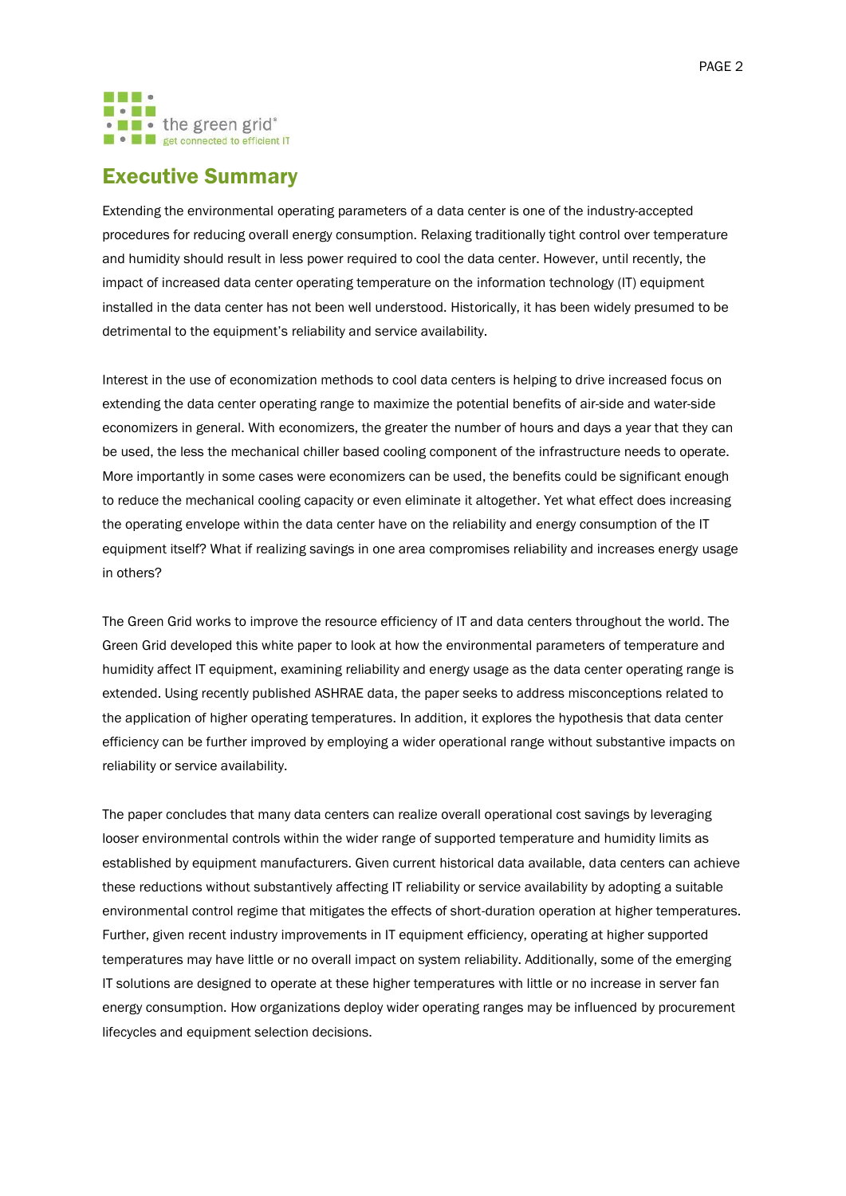## Executive Summary

Extending the environmental operating parameters of a data center is one of the industry-accepted procedures for reducing overall energy consumption. Relaxing traditionally tight control over temperature and humidity should result in less power required to cool the data center. However, until recently, the impact of increased data center operating temperature on the information technology (IT) equipment installed in the data center has not been well understood. Historically, it has been widely presumed to be detrimental to the equipment's reliability and service availability.

Interest in the use of economization methods to cool data centers is helping to drive increased focus on extending the data center operating range to maximize the potential benefits of air-side and water-side economizers in general. With economizers, the greater the number of hours and days a year that they can be used, the less the mechanical chiller based cooling component of the infrastructure needs to operate. More importantly in some cases were economizers can be used, the benefits could be significant enough to reduce the mechanical cooling capacity or even eliminate it altogether. Yet what effect does increasing the operating envelope within the data center have on the reliability and energy consumption of the IT equipment itself? What if realizing savings in one area compromises reliability and increases energy usage in others?

The Green Grid works to improve the resource efficiency of IT and data centers throughout the world. The Green Grid developed this white paper to look at how the environmental parameters of temperature and humidity affect IT equipment, examining reliability and energy usage as the data center operating range is extended. Using recently published ASHRAE data, the paper seeks to address misconceptions related to the application of higher operating temperatures. In addition, it explores the hypothesis that data center efficiency can be further improved by employing a wider operational range without substantive impacts on reliability or service availability.

The paper concludes that many data centers can realize overall operational cost savings by leveraging looser environmental controls within the wider range of supported temperature and humidity limits as established by equipment manufacturers. Given current historical data available, data centers can achieve these reductions without substantively affecting IT reliability or service availability by adopting a suitable environmental control regime that mitigates the effects of short-duration operation at higher temperatures. Further, given recent industry improvements in IT equipment efficiency, operating at higher supported temperatures may have little or no overall impact on system reliability. Additionally, some of the emerging IT solutions are designed to operate at these higher temperatures with little or no increase in server fan energy consumption. How organizations deploy wider operating ranges may be influenced by procurement lifecycles and equipment selection decisions.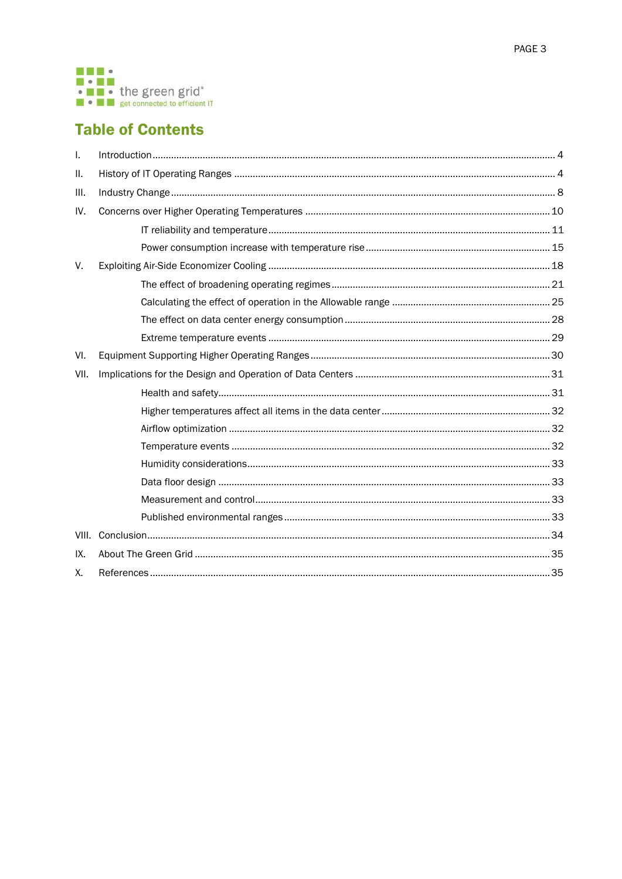# Table of Contents

I. Introduction ..... 4

II. History of IT Operating Ranges ..... 4

III. Industry Change ..... 8

IV. Concerns over Higher Operating Temperatures ..... 10

- IT reliability and temperature ..... 11
- Power consumption increase with temperature rise ..... 15

V. Exploiting Air-Side Economizer Cooling ..... 18

- The effect of broadening operating regimes ..... 21
- Calculating the effect of operation in the Allowable range ..... 25
- The effect on data center energy consumption ..... 28
- Extreme temperature events ..... 29

VI. Equipment Supporting Higher Operating Ranges ..... 30

VII. Implications for the Design and Operation of Data Centers ..... 31

- Health and safety ..... 31
- Higher temperatures affect all items in the data center ..... 32
- Airflow optimization ..... 32
- Temperature events ..... 32
- Humidity considerations ..... 33
- Data floor design ..... 33
- Measurement and control ..... 33
- Published environmental ranges ..... 33

VIII. Conclusion ..... 34

IX. About The Green Grid ..... 35

X. References ..... 35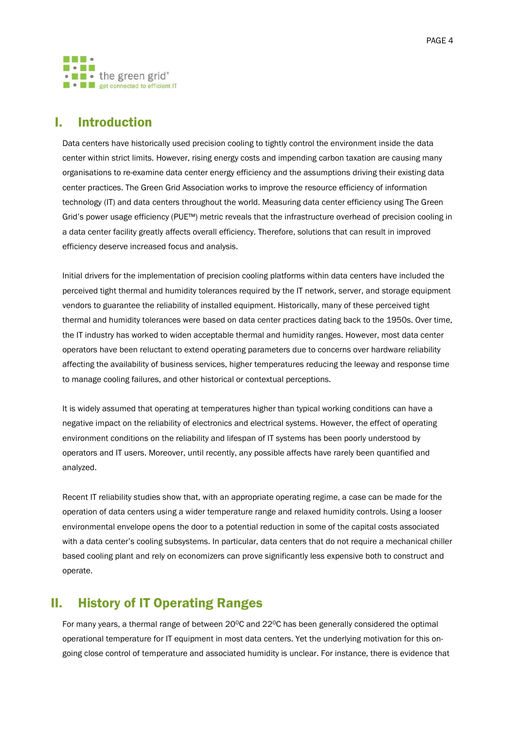# I. Introduction

Data centers have historically used precision cooling to tightly control the environment inside the data center within strict limits. However, rising energy costs and impending carbon taxation are causing many organisations to re-examine data center energy efficiency and the assumptions driving their existing data center practices. The Green Grid Association works to improve the resource efficiency of information technology (IT) and data centers throughout the world. Measuring data center efficiency using The Green Grid's power usage efficiency (PUE™) metric reveals that the infrastructure overhead of precision cooling in a data center facility greatly affects overall efficiency. Therefore, solutions that can result in improved efficiency deserve increased focus and analysis.

Initial drivers for the implementation of precision cooling platforms within data centers have included the perceived tight thermal and humidity tolerances required by the IT network, server, and storage equipment vendors to guarantee the reliability of installed equipment. Historically, many of these perceived tight thermal and humidity tolerances were based on data center practices dating back to the 1950s. Over time, the IT industry has worked to widen acceptable thermal and humidity ranges. However, most data center operators have been reluctant to extend operating parameters due to concerns over hardware reliability affecting the availability of business services, higher temperatures reducing the leeway and response time to manage cooling failures, and other historical or contextual perceptions.

It is widely assumed that operating at temperatures higher than typical working conditions can have a negative impact on the reliability of electronics and electrical systems. However, the effect of operating environment conditions on the reliability and lifespan of IT systems has been poorly understood by operators and IT users. Moreover, until recently, any possible affects have rarely been quantified and analyzed.

Recent IT reliability studies show that, with an appropriate operating regime, a case can be made for the operation of data centers using a wider temperature range and relaxed humidity controls. Using a looser environmental envelope opens the door to a potential reduction in some of the capital costs associated with a data center's cooling subsystems. In particular, data centers that do not require a mechanical chiller based cooling plant and rely on economizers can prove significantly less expensive both to construct and operate.

# II. History of IT Operating Ranges

For many years, a thermal range of between 20$^{o}$C and 22$^{o}$C has been generally considered the optimal operational temperature for IT equipment in most data centers. Yet the underlying motivation for this on-going close control of temperature and associated humidity is unclear. For instance, there is evidence that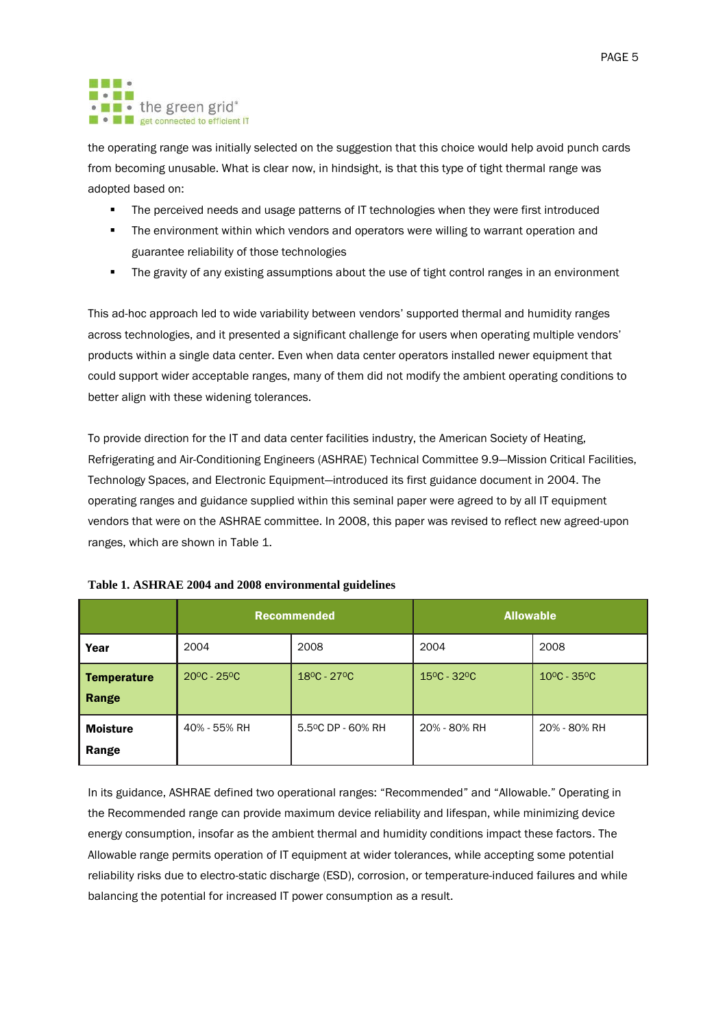the operating range was initially selected on the suggestion that this choice would help avoid punch cards from becoming unusable. What is clear now, in hindsight, is that this type of tight thermal range was adopted based on:

- The perceived needs and usage patterns of IT technologies when they were first introduced
- The environment within which vendors and operators were willing to warrant operation and guarantee reliability of those technologies
- The gravity of any existing assumptions about the use of tight control ranges in an environment

This ad-hoc approach led to wide variability between vendors' supported thermal and humidity ranges across technologies, and it presented a significant challenge for users when operating multiple vendors' products within a single data center. Even when data center operators installed newer equipment that could support wider acceptable ranges, many of them did not modify the ambient operating conditions to better align with these widening tolerances.

To provide direction for the IT and data center facilities industry, the American Society of Heating, Refrigerating and Air-Conditioning Engineers (ASHRAE) Technical Committee 9.9—Mission Critical Facilities, Technology Spaces, and Electronic Equipment—introduced its first guidance document in 2004. The operating ranges and guidance supplied within this seminal paper were agreed to by all IT equipment vendors that were on the ASHRAE committee. In 2008, this paper was revised to reflect new agreed-upon ranges, which are shown in Table 1.

**Table 1. ASHRAE 2004 and 2008 environmental guidelines**

| | Recommended | | Allowable | |
|---|---|---|---|---|
| **Year** | 2004 | 2008 | 2004 | 2008 |
| **Temperature Range** | 20°C - 25°C | 18°C - 27°C | 15°C - 32°C | 10°C - 35°C |
| **Moisture Range** | 40% - 55% RH | 5.5°C DP - 60% RH | 20% - 80% RH | 20% - 80% RH |

In its guidance, ASHRAE defined two operational ranges: "Recommended" and "Allowable." Operating in the Recommended range can provide maximum device reliability and lifespan, while minimizing device energy consumption, insofar as the ambient thermal and humidity conditions impact these factors. The Allowable range permits operation of IT equipment at wider tolerances, while accepting some potential reliability risks due to electro-static discharge (ESD), corrosion, or temperature-induced failures and while balancing the potential for increased IT power consumption as a result.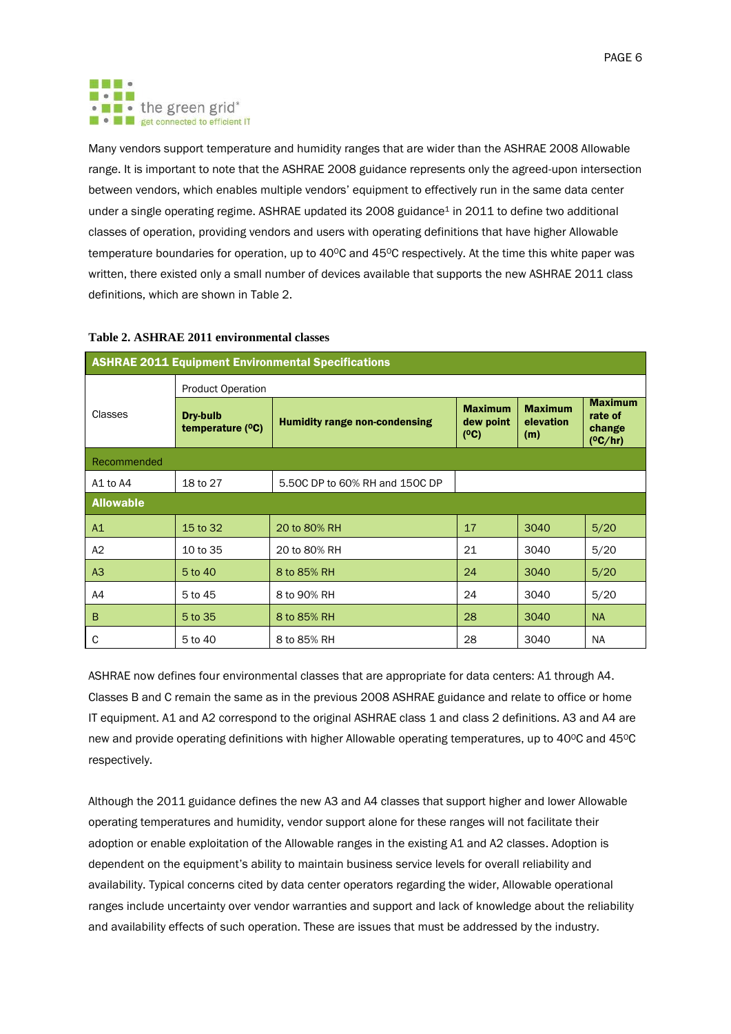Many vendors support temperature and humidity ranges that are wider than the ASHRAE 2008 Allowable range. It is important to note that the ASHRAE 2008 guidance represents only the agreed-upon intersection between vendors, which enables multiple vendors' equipment to effectively run in the same data center under a single operating regime. ASHRAE updated its 2008 guidance[1] in 2011 to define two additional classes of operation, providing vendors and users with operating definitions that have higher Allowable temperature boundaries for operation, up to 40ºC and 45ºC respectively. At the time this white paper was written, there existed only a small number of devices available that supports the new ASHRAE 2011 class definitions, which are shown in Table 2.

**Table 2. ASHRAE 2011 environmental classes**

| ASHRAE 2011 Equipment Environmental Specifications | | | | | |
|---|---|---|---|---|---|
| Classes | Product Operation | | | | |
| | **Dry-bulb temperature (ºC)** | **Humidity range non-condensing** | **Maximum dew point (ºC)** | **Maximum elevation (m)** | **Maximum rate of change (ºC/hr)** |
| Recommended | | | | | |
| A1 to A4 | 18 to 27 | 5.5OC DP to 60% RH and 15OC DP | | | |
| **Allowable** | | | | | |
| A1 | 15 to 32 | 20 to 80% RH | 17 | 3040 | 5/20 |
| A2 | 10 to 35 | 20 to 80% RH | 21 | 3040 | 5/20 |
| A3 | 5 to 40 | 8 to 85% RH | 24 | 3040 | 5/20 |
| A4 | 5 to 45 | 8 to 90% RH | 24 | 3040 | 5/20 |
| B | 5 to 35 | 8 to 85% RH | 28 | 3040 | NA |
| C | 5 to 40 | 8 to 85% RH | 28 | 3040 | NA |

ASHRAE now defines four environmental classes that are appropriate for data centers: A1 through A4. Classes B and C remain the same as in the previous 2008 ASHRAE guidance and relate to office or home IT equipment. A1 and A2 correspond to the original ASHRAE class 1 and class 2 definitions. A3 and A4 are new and provide operating definitions with higher Allowable operating temperatures, up to 40ºC and 45ºC respectively.

Although the 2011 guidance defines the new A3 and A4 classes that support higher and lower Allowable operating temperatures and humidity, vendor support alone for these ranges will not facilitate their adoption or enable exploitation of the Allowable ranges in the existing A1 and A2 classes. Adoption is dependent on the equipment's ability to maintain business service levels for overall reliability and availability. Typical concerns cited by data center operators regarding the wider, Allowable operational ranges include uncertainty over vendor warranties and support and lack of knowledge about the reliability and availability effects of such operation. These are issues that must be addressed by the industry.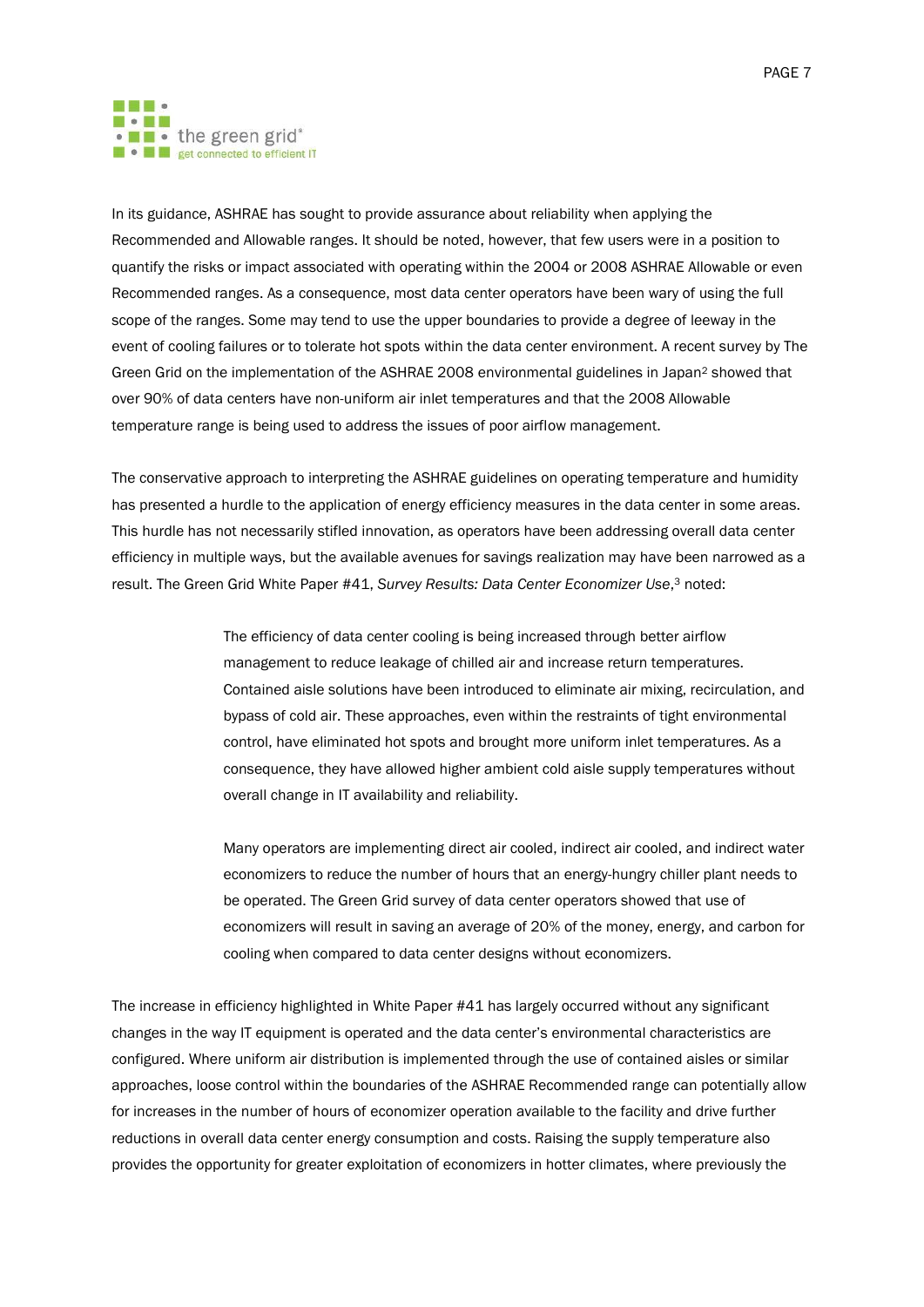In its guidance, ASHRAE has sought to provide assurance about reliability when applying the Recommended and Allowable ranges. It should be noted, however, that few users were in a position to quantify the risks or impact associated with operating within the 2004 or 2008 ASHRAE Allowable or even Recommended ranges. As a consequence, most data center operators have been wary of using the full scope of the ranges. Some may tend to use the upper boundaries to provide a degree of leeway in the event of cooling failures or to tolerate hot spots within the data center environment. A recent survey by The Green Grid on the implementation of the ASHRAE 2008 environmental guidelines in Japan[2] showed that over 90% of data centers have non-uniform air inlet temperatures and that the 2008 Allowable temperature range is being used to address the issues of poor airflow management.

The conservative approach to interpreting the ASHRAE guidelines on operating temperature and humidity has presented a hurdle to the application of energy efficiency measures in the data center in some areas. This hurdle has not necessarily stifled innovation, as operators have been addressing overall data center efficiency in multiple ways, but the available avenues for savings realization may have been narrowed as a result. The Green Grid White Paper #41, *Survey Results: Data Center Economizer Use*,[3] noted:

> The efficiency of data center cooling is being increased through better airflow management to reduce leakage of chilled air and increase return temperatures. Contained aisle solutions have been introduced to eliminate air mixing, recirculation, and bypass of cold air. These approaches, even within the restraints of tight environmental control, have eliminated hot spots and brought more uniform inlet temperatures. As a consequence, they have allowed higher ambient cold aisle supply temperatures without overall change in IT availability and reliability.
>
> Many operators are implementing direct air cooled, indirect air cooled, and indirect water economizers to reduce the number of hours that an energy-hungry chiller plant needs to be operated. The Green Grid survey of data center operators showed that use of economizers will result in saving an average of 20% of the money, energy, and carbon for cooling when compared to data center designs without economizers.

The increase in efficiency highlighted in White Paper #41 has largely occurred without any significant changes in the way IT equipment is operated and the data center's environmental characteristics are configured. Where uniform air distribution is implemented through the use of contained aisles or similar approaches, loose control within the boundaries of the ASHRAE Recommended range can potentially allow for increases in the number of hours of economizer operation available to the facility and drive further reductions in overall data center energy consumption and costs. Raising the supply temperature also provides the opportunity for greater exploitation of economizers in hotter climates, where previously the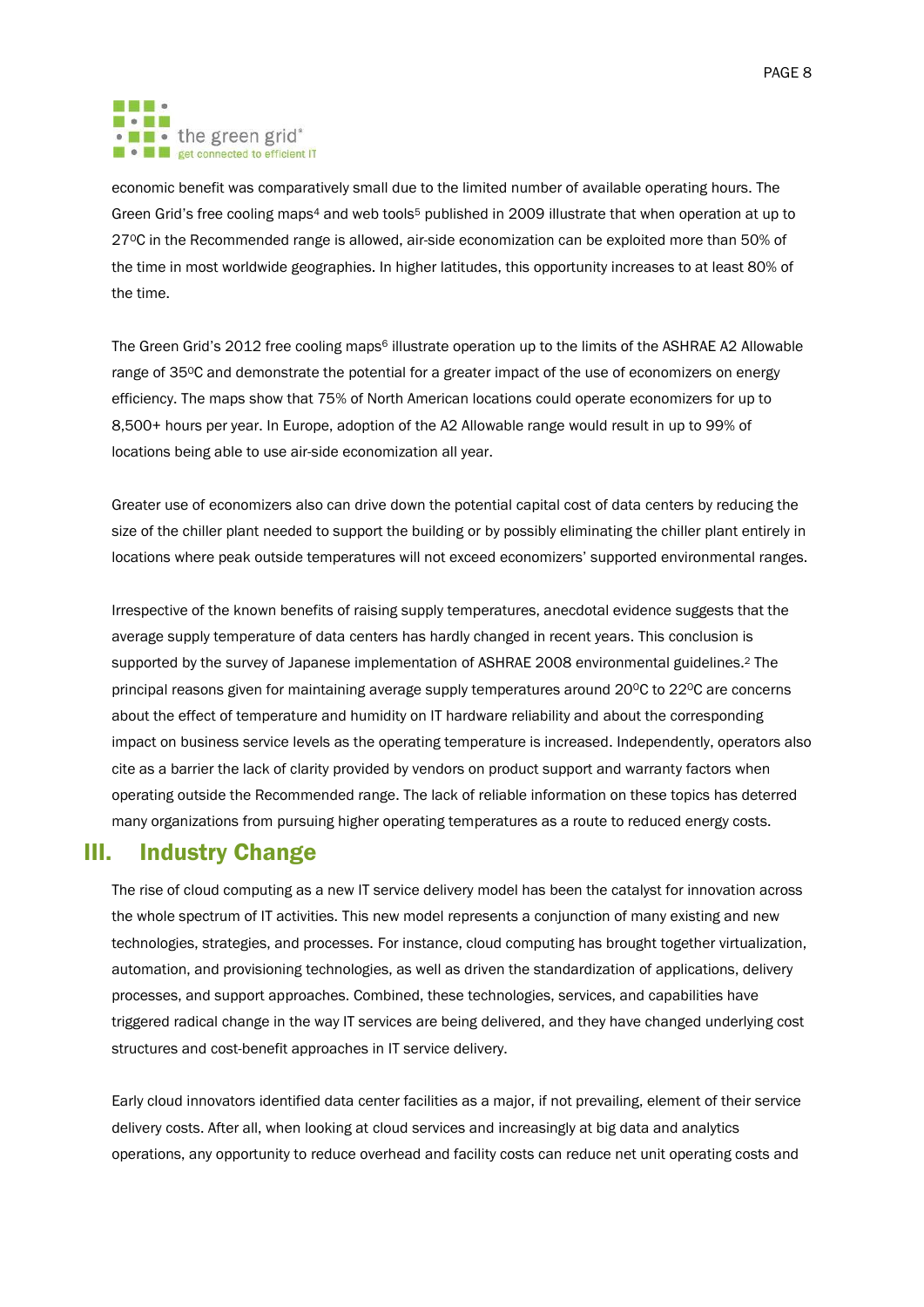economic benefit was comparatively small due to the limited number of available operating hours. The Green Grid's free cooling maps[4] and web tools[5] published in 2009 illustrate that when operation at up to 27ºC in the Recommended range is allowed, air-side economization can be exploited more than 50% of the time in most worldwide geographies. In higher latitudes, this opportunity increases to at least 80% of the time.

The Green Grid's 2012 free cooling maps[6] illustrate operation up to the limits of the ASHRAE A2 Allowable range of 35ºC and demonstrate the potential for a greater impact of the use of economizers on energy efficiency. The maps show that 75% of North American locations could operate economizers for up to 8,500+ hours per year. In Europe, adoption of the A2 Allowable range would result in up to 99% of locations being able to use air-side economization all year.

Greater use of economizers also can drive down the potential capital cost of data centers by reducing the size of the chiller plant needed to support the building or by possibly eliminating the chiller plant entirely in locations where peak outside temperatures will not exceed economizers' supported environmental ranges.

Irrespective of the known benefits of raising supply temperatures, anecdotal evidence suggests that the average supply temperature of data centers has hardly changed in recent years. This conclusion is supported by the survey of Japanese implementation of ASHRAE 2008 environmental guidelines.[2] The principal reasons given for maintaining average supply temperatures around 20ºC to 22ºC are concerns about the effect of temperature and humidity on IT hardware reliability and about the corresponding impact on business service levels as the operating temperature is increased. Independently, operators also cite as a barrier the lack of clarity provided by vendors on product support and warranty factors when operating outside the Recommended range. The lack of reliable information on these topics has deterred many organizations from pursuing higher operating temperatures as a route to reduced energy costs.

## III. Industry Change

The rise of cloud computing as a new IT service delivery model has been the catalyst for innovation across the whole spectrum of IT activities. This new model represents a conjunction of many existing and new technologies, strategies, and processes. For instance, cloud computing has brought together virtualization, automation, and provisioning technologies, as well as driven the standardization of applications, delivery processes, and support approaches. Combined, these technologies, services, and capabilities have triggered radical change in the way IT services are being delivered, and they have changed underlying cost structures and cost-benefit approaches in IT service delivery.

Early cloud innovators identified data center facilities as a major, if not prevailing, element of their service delivery costs. After all, when looking at cloud services and increasingly at big data and analytics operations, any opportunity to reduce overhead and facility costs can reduce net unit operating costs and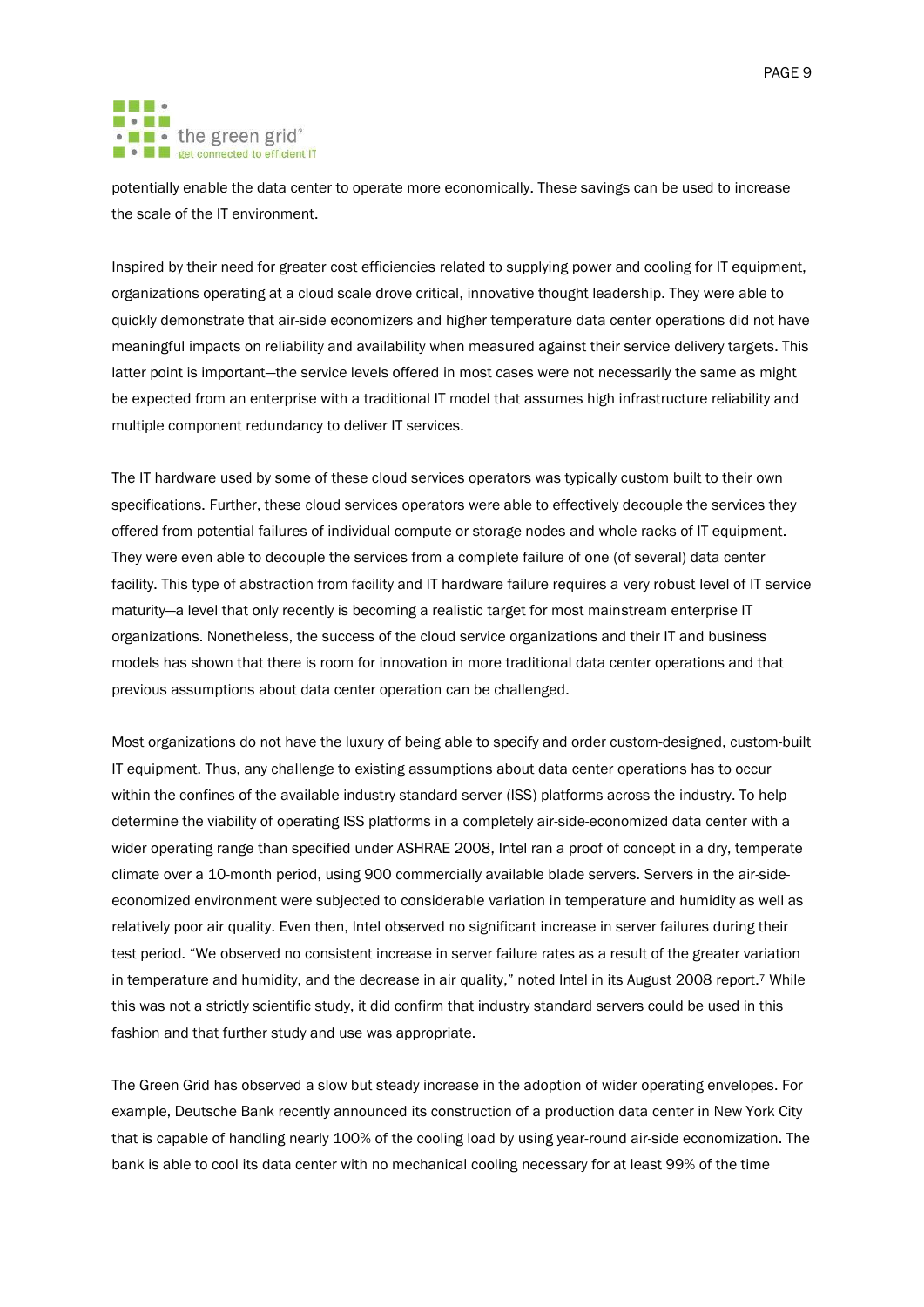potentially enable the data center to operate more economically. These savings can be used to increase the scale of the IT environment.

Inspired by their need for greater cost efficiencies related to supplying power and cooling for IT equipment, organizations operating at a cloud scale drove critical, innovative thought leadership. They were able to quickly demonstrate that air-side economizers and higher temperature data center operations did not have meaningful impacts on reliability and availability when measured against their service delivery targets. This latter point is important—the service levels offered in most cases were not necessarily the same as might be expected from an enterprise with a traditional IT model that assumes high infrastructure reliability and multiple component redundancy to deliver IT services.

The IT hardware used by some of these cloud services operators was typically custom built to their own specifications. Further, these cloud services operators were able to effectively decouple the services they offered from potential failures of individual compute or storage nodes and whole racks of IT equipment. They were even able to decouple the services from a complete failure of one (of several) data center facility. This type of abstraction from facility and IT hardware failure requires a very robust level of IT service maturity—a level that only recently is becoming a realistic target for most mainstream enterprise IT organizations. Nonetheless, the success of the cloud service organizations and their IT and business models has shown that there is room for innovation in more traditional data center operations and that previous assumptions about data center operation can be challenged.

Most organizations do not have the luxury of being able to specify and order custom-designed, custom-built IT equipment. Thus, any challenge to existing assumptions about data center operations has to occur within the confines of the available industry standard server (ISS) platforms across the industry. To help determine the viability of operating ISS platforms in a completely air-side-economized data center with a wider operating range than specified under ASHRAE 2008, Intel ran a proof of concept in a dry, temperate climate over a 10-month period, using 900 commercially available blade servers. Servers in the air-side-economized environment were subjected to considerable variation in temperature and humidity as well as relatively poor air quality. Even then, Intel observed no significant increase in server failures during their test period. "We observed no consistent increase in server failure rates as a result of the greater variation in temperature and humidity, and the decrease in air quality," noted Intel in its August 2008 report.[7] While this was not a strictly scientific study, it did confirm that industry standard servers could be used in this fashion and that further study and use was appropriate.

The Green Grid has observed a slow but steady increase in the adoption of wider operating envelopes. For example, Deutsche Bank recently announced its construction of a production data center in New York City that is capable of handling nearly 100% of the cooling load by using year-round air-side economization. The bank is able to cool its data center with no mechanical cooling necessary for at least 99% of the time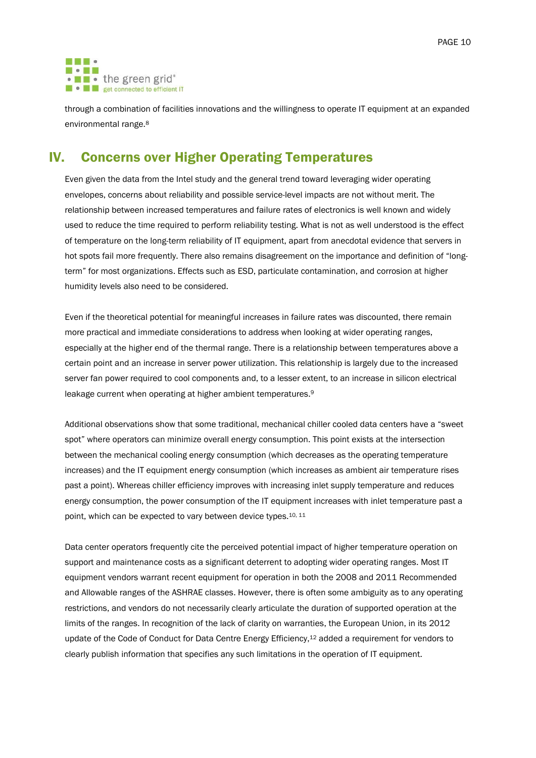through a combination of facilities innovations and the willingness to operate IT equipment at an expanded environmental range.[8]

## IV. Concerns over Higher Operating Temperatures

Even given the data from the Intel study and the general trend toward leveraging wider operating envelopes, concerns about reliability and possible service-level impacts are not without merit. The relationship between increased temperatures and failure rates of electronics is well known and widely used to reduce the time required to perform reliability testing. What is not as well understood is the effect of temperature on the long-term reliability of IT equipment, apart from anecdotal evidence that servers in hot spots fail more frequently. There also remains disagreement on the importance and definition of "long-term" for most organizations. Effects such as ESD, particulate contamination, and corrosion at higher humidity levels also need to be considered.

Even if the theoretical potential for meaningful increases in failure rates was discounted, there remain more practical and immediate considerations to address when looking at wider operating ranges, especially at the higher end of the thermal range. There is a relationship between temperatures above a certain point and an increase in server power utilization. This relationship is largely due to the increased server fan power required to cool components and, to a lesser extent, to an increase in silicon electrical leakage current when operating at higher ambient temperatures.[9]

Additional observations show that some traditional, mechanical chiller cooled data centers have a "sweet spot" where operators can minimize overall energy consumption. This point exists at the intersection between the mechanical cooling energy consumption (which decreases as the operating temperature increases) and the IT equipment energy consumption (which increases as ambient air temperature rises past a point). Whereas chiller efficiency improves with increasing inlet supply temperature and reduces energy consumption, the power consumption of the IT equipment increases with inlet temperature past a point, which can be expected to vary between device types.[10, 11]

Data center operators frequently cite the perceived potential impact of higher temperature operation on support and maintenance costs as a significant deterrent to adopting wider operating ranges. Most IT equipment vendors warrant recent equipment for operation in both the 2008 and 2011 Recommended and Allowable ranges of the ASHRAE classes. However, there is often some ambiguity as to any operating restrictions, and vendors do not necessarily clearly articulate the duration of supported operation at the limits of the ranges. In recognition of the lack of clarity on warranties, the European Union, in its 2012 update of the Code of Conduct for Data Centre Energy Efficiency,[12] added a requirement for vendors to clearly publish information that specifies any such limitations in the operation of IT equipment.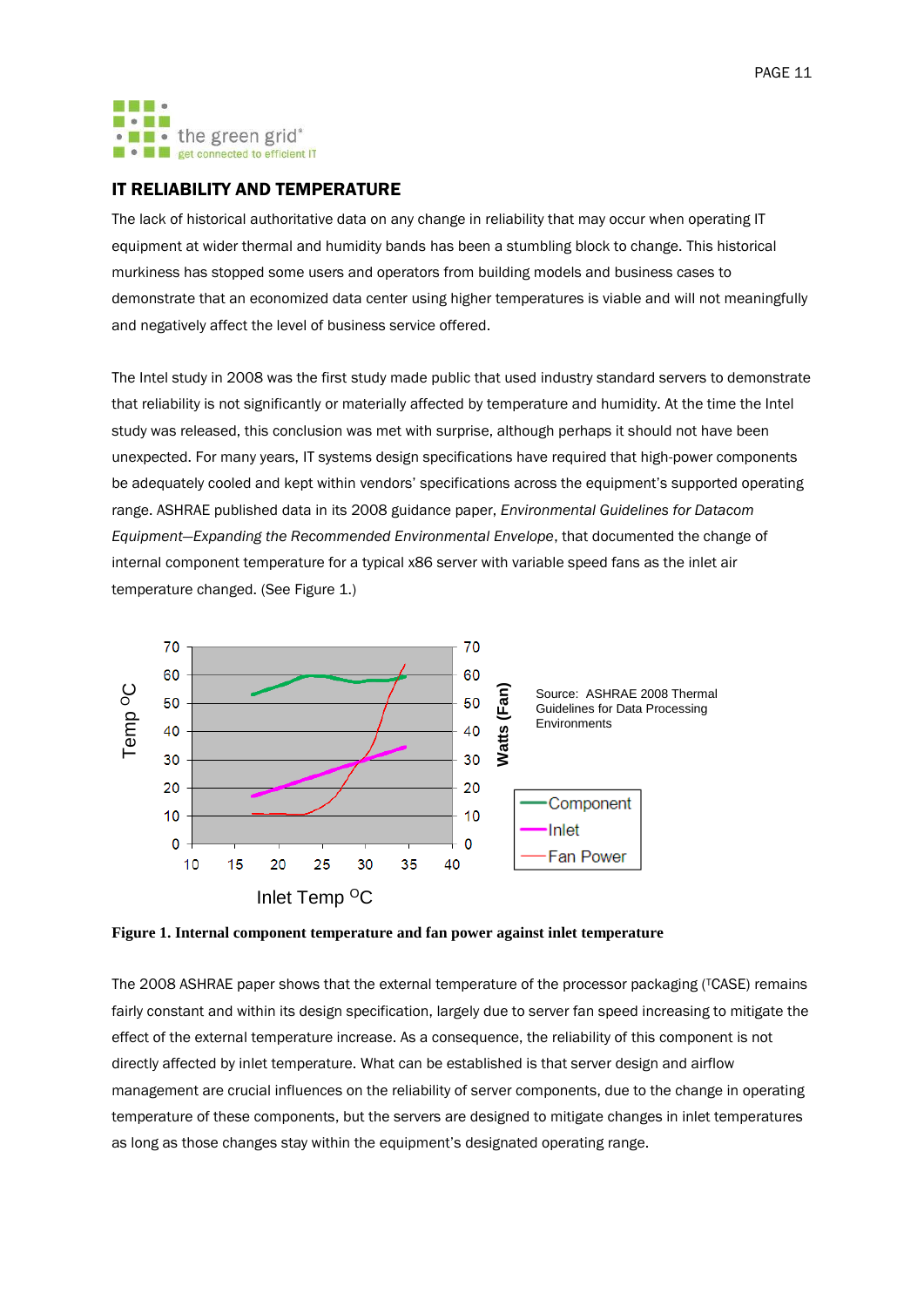## IT RELIABILITY AND TEMPERATURE

The lack of historical authoritative data on any change in reliability that may occur when operating IT equipment at wider thermal and humidity bands has been a stumbling block to change. This historical murkiness has stopped some users and operators from building models and business cases to demonstrate that an economized data center using higher temperatures is viable and will not meaningfully and negatively affect the level of business service offered.

The Intel study in 2008 was the first study made public that used industry standard servers to demonstrate that reliability is not significantly or materially affected by temperature and humidity. At the time the Intel study was released, this conclusion was met with surprise, although perhaps it should not have been unexpected. For many years, IT systems design specifications have required that high-power components be adequately cooled and kept within vendors' specifications across the equipment's supported operating range. ASHRAE published data in its 2008 guidance paper, *Environmental Guidelines for Datacom Equipment—Expanding the Recommended Environmental Envelope*, that documented the change of internal component temperature for a typical x86 server with variable speed fans as the inlet air temperature changed. (See Figure 1.)

Source: ASHRAE 2008 Thermal Guidelines for Data Processing Environments

**Figure 1. Internal component temperature and fan power against inlet temperature**

The 2008 ASHRAE paper shows that the external temperature of the processor packaging ($T_{CASE}$) remains fairly constant and within its design specification, largely due to server fan speed increasing to mitigate the effect of the external temperature increase. As a consequence, the reliability of this component is not directly affected by inlet temperature. What can be established is that server design and airflow management are crucial influences on the reliability of server components, due to the change in operating temperature of these components, but the servers are designed to mitigate changes in inlet temperatures as long as those changes stay within the equipment's designated operating range.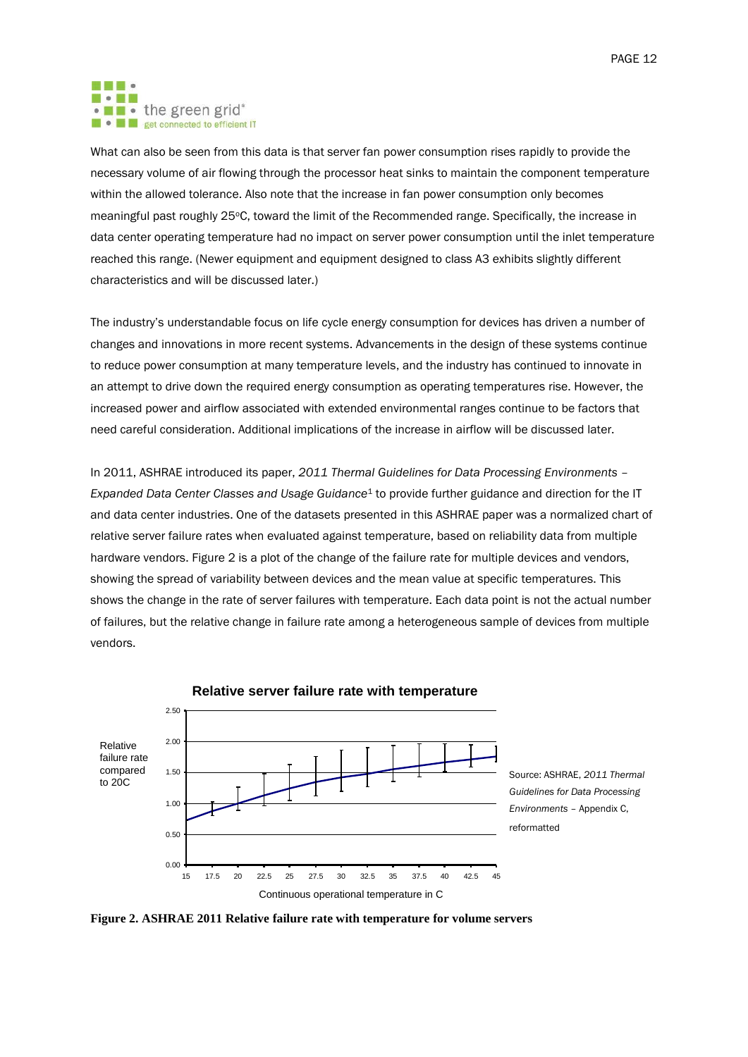What can also be seen from this data is that server fan power consumption rises rapidly to provide the necessary volume of air flowing through the processor heat sinks to maintain the component temperature within the allowed tolerance. Also note that the increase in fan power consumption only becomes meaningful past roughly 25°C, toward the limit of the Recommended range. Specifically, the increase in data center operating temperature had no impact on server power consumption until the inlet temperature reached this range. (Newer equipment and equipment designed to class A3 exhibits slightly different characteristics and will be discussed later.)

The industry's understandable focus on life cycle energy consumption for devices has driven a number of changes and innovations in more recent systems. Advancements in the design of these systems continue to reduce power consumption at many temperature levels, and the industry has continued to innovate in an attempt to drive down the required energy consumption as operating temperatures rise. However, the increased power and airflow associated with extended environmental ranges continue to be factors that need careful consideration. Additional implications of the increase in airflow will be discussed later.

In 2011, ASHRAE introduced its paper, *2011 Thermal Guidelines for Data Processing Environments – Expanded Data Center Classes and Usage Guidance*[1] to provide further guidance and direction for the IT and data center industries. One of the datasets presented in this ASHRAE paper was a normalized chart of relative server failure rates when evaluated against temperature, based on reliability data from multiple hardware vendors. Figure 2 is a plot of the change of the failure rate for multiple devices and vendors, showing the spread of variability between devices and the mean value at specific temperatures. This shows the change in the rate of server failures with temperature. Each data point is not the actual number of failures, but the relative change in failure rate among a heterogeneous sample of devices from multiple vendors.

**Relative server failure rate with temperature**

Source: ASHRAE, *2011 Thermal Guidelines for Data Processing Environments* – Appendix C, reformatted

**Figure 2. ASHRAE 2011 Relative failure rate with temperature for volume servers**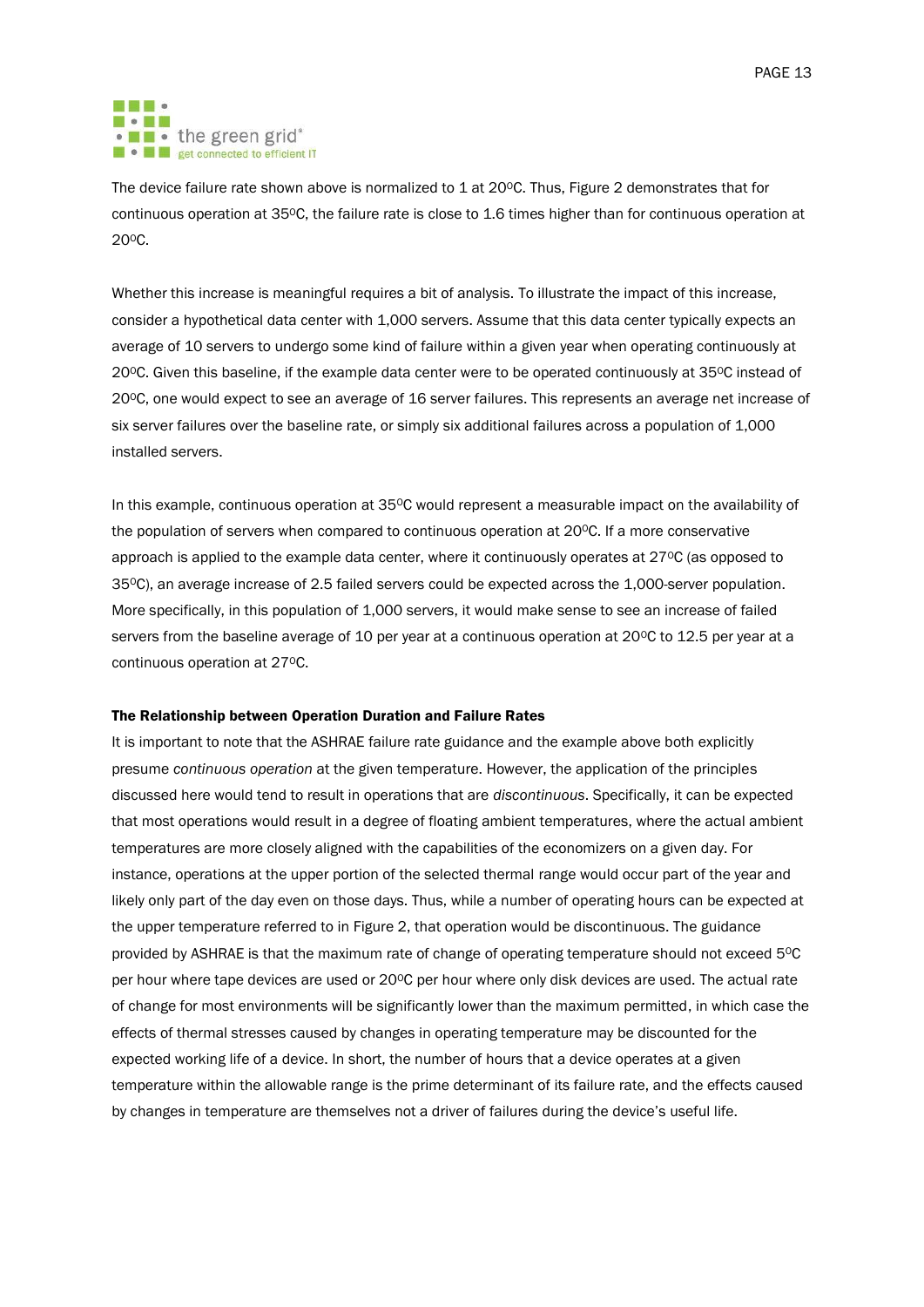The device failure rate shown above is normalized to 1 at 20ºC. Thus, Figure 2 demonstrates that for continuous operation at 35ºC, the failure rate is close to 1.6 times higher than for continuous operation at 20ºC.

Whether this increase is meaningful requires a bit of analysis. To illustrate the impact of this increase, consider a hypothetical data center with 1,000 servers. Assume that this data center typically expects an average of 10 servers to undergo some kind of failure within a given year when operating continuously at 20ºC. Given this baseline, if the example data center were to be operated continuously at 35ºC instead of 20ºC, one would expect to see an average of 16 server failures. This represents an average net increase of six server failures over the baseline rate, or simply six additional failures across a population of 1,000 installed servers.

In this example, continuous operation at 35ºC would represent a measurable impact on the availability of the population of servers when compared to continuous operation at 20ºC. If a more conservative approach is applied to the example data center, where it continuously operates at 27ºC (as opposed to 35ºC), an average increase of 2.5 failed servers could be expected across the 1,000-server population. More specifically, in this population of 1,000 servers, it would make sense to see an increase of failed servers from the baseline average of 10 per year at a continuous operation at 20ºC to 12.5 per year at a continuous operation at 27ºC.

### The Relationship between Operation Duration and Failure Rates

It is important to note that the ASHRAE failure rate guidance and the example above both explicitly presume *continuous operation* at the given temperature. However, the application of the principles discussed here would tend to result in operations that are *discontinuous*. Specifically, it can be expected that most operations would result in a degree of floating ambient temperatures, where the actual ambient temperatures are more closely aligned with the capabilities of the economizers on a given day. For instance, operations at the upper portion of the selected thermal range would occur part of the year and likely only part of the day even on those days. Thus, while a number of operating hours can be expected at the upper temperature referred to in Figure 2, that operation would be discontinuous. The guidance provided by ASHRAE is that the maximum rate of change of operating temperature should not exceed 5ºC per hour where tape devices are used or 20ºC per hour where only disk devices are used. The actual rate of change for most environments will be significantly lower than the maximum permitted, in which case the effects of thermal stresses caused by changes in operating temperature may be discounted for the expected working life of a device. In short, the number of hours that a device operates at a given temperature within the allowable range is the prime determinant of its failure rate, and the effects caused by changes in temperature are themselves not a driver of failures during the device's useful life.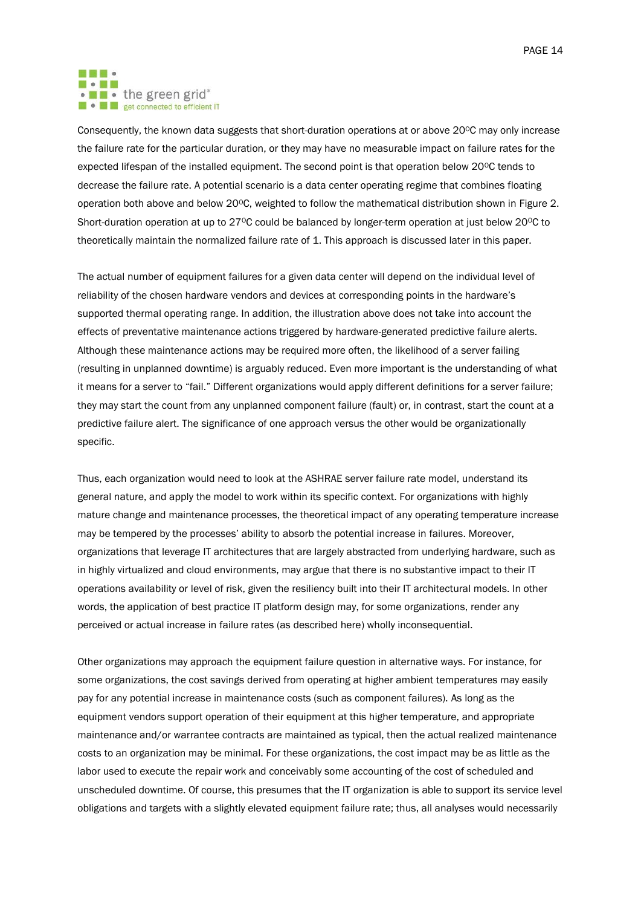Consequently, the known data suggests that short-duration operations at or above 20ºC may only increase the failure rate for the particular duration, or they may have no measurable impact on failure rates for the expected lifespan of the installed equipment. The second point is that operation below 20ºC tends to decrease the failure rate. A potential scenario is a data center operating regime that combines floating operation both above and below 20ºC, weighted to follow the mathematical distribution shown in Figure 2. Short-duration operation at up to 27ºC could be balanced by longer-term operation at just below 20ºC to theoretically maintain the normalized failure rate of 1. This approach is discussed later in this paper.

The actual number of equipment failures for a given data center will depend on the individual level of reliability of the chosen hardware vendors and devices at corresponding points in the hardware's supported thermal operating range. In addition, the illustration above does not take into account the effects of preventative maintenance actions triggered by hardware-generated predictive failure alerts. Although these maintenance actions may be required more often, the likelihood of a server failing (resulting in unplanned downtime) is arguably reduced. Even more important is the understanding of what it means for a server to "fail." Different organizations would apply different definitions for a server failure; they may start the count from any unplanned component failure (fault) or, in contrast, start the count at a predictive failure alert. The significance of one approach versus the other would be organizationally specific.

Thus, each organization would need to look at the ASHRAE server failure rate model, understand its general nature, and apply the model to work within its specific context. For organizations with highly mature change and maintenance processes, the theoretical impact of any operating temperature increase may be tempered by the processes' ability to absorb the potential increase in failures. Moreover, organizations that leverage IT architectures that are largely abstracted from underlying hardware, such as in highly virtualized and cloud environments, may argue that there is no substantive impact to their IT operations availability or level of risk, given the resiliency built into their IT architectural models. In other words, the application of best practice IT platform design may, for some organizations, render any perceived or actual increase in failure rates (as described here) wholly inconsequential.

Other organizations may approach the equipment failure question in alternative ways. For instance, for some organizations, the cost savings derived from operating at higher ambient temperatures may easily pay for any potential increase in maintenance costs (such as component failures). As long as the equipment vendors support operation of their equipment at this higher temperature, and appropriate maintenance and/or warrantee contracts are maintained as typical, then the actual realized maintenance costs to an organization may be minimal. For these organizations, the cost impact may be as little as the labor used to execute the repair work and conceivably some accounting of the cost of scheduled and unscheduled downtime. Of course, this presumes that the IT organization is able to support its service level obligations and targets with a slightly elevated equipment failure rate; thus, all analyses would necessarily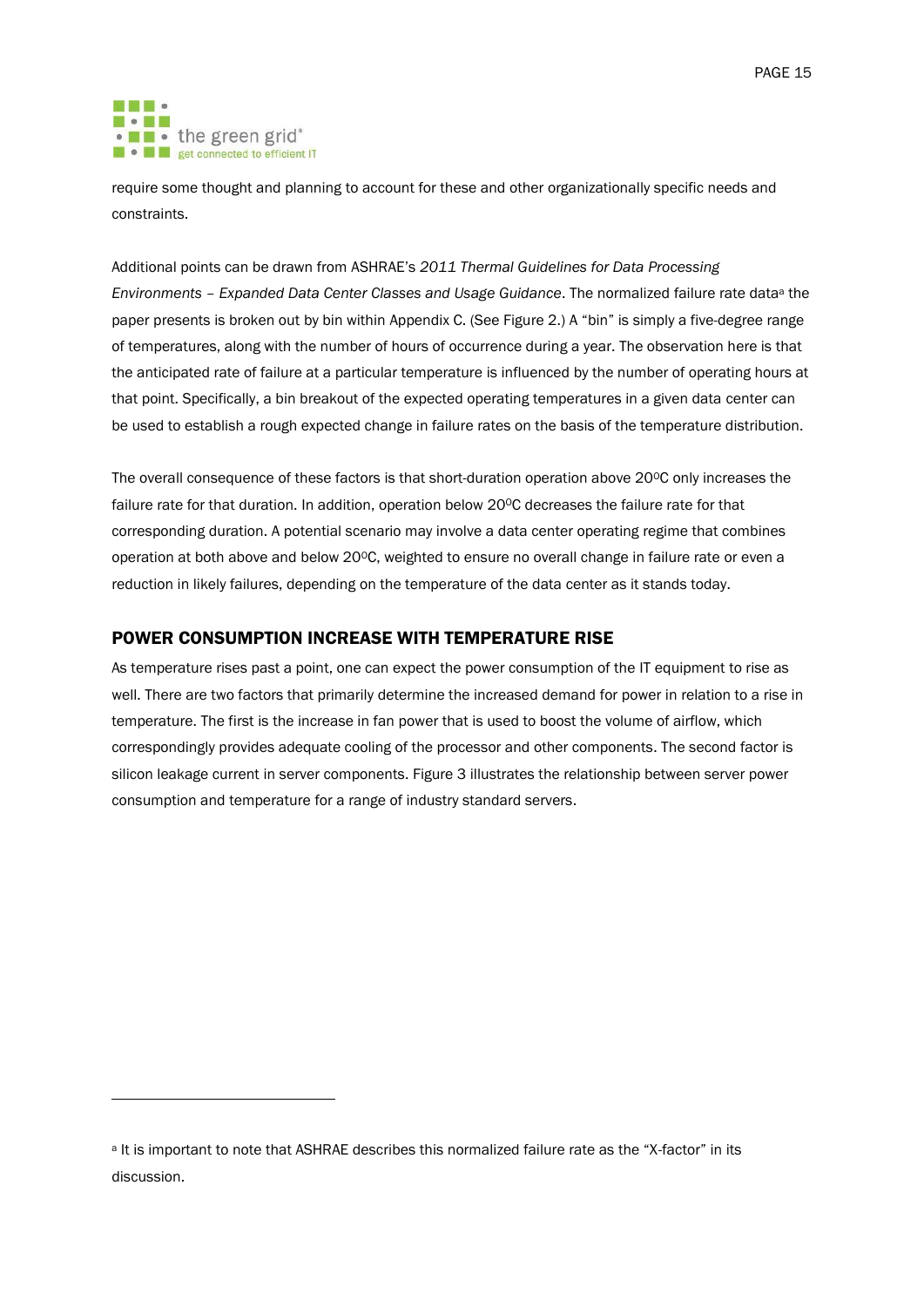require some thought and planning to account for these and other organizationally specific needs and constraints.

Additional points can be drawn from ASHRAE's *2011 Thermal Guidelines for Data Processing Environments – Expanded Data Center Classes and Usage Guidance*. The normalized failure rate data[a] the paper presents is broken out by bin within Appendix C. (See Figure 2.) A "bin" is simply a five-degree range of temperatures, along with the number of hours of occurrence during a year. The observation here is that the anticipated rate of failure at a particular temperature is influenced by the number of operating hours at that point. Specifically, a bin breakout of the expected operating temperatures in a given data center can be used to establish a rough expected change in failure rates on the basis of the temperature distribution.

The overall consequence of these factors is that short-duration operation above 20°C only increases the failure rate for that duration. In addition, operation below 20°C decreases the failure rate for that corresponding duration. A potential scenario may involve a data center operating regime that combines operation at both above and below 20°C, weighted to ensure no overall change in failure rate or even a reduction in likely failures, depending on the temperature of the data center as it stands today.

## POWER CONSUMPTION INCREASE WITH TEMPERATURE RISE

As temperature rises past a point, one can expect the power consumption of the IT equipment to rise as well. There are two factors that primarily determine the increased demand for power in relation to a rise in temperature. The first is the increase in fan power that is used to boost the volume of airflow, which correspondingly provides adequate cooling of the processor and other components. The second factor is silicon leakage current in server components. Figure 3 illustrates the relationship between server power consumption and temperature for a range of industry standard servers.

---

[a] It is important to note that ASHRAE describes this normalized failure rate as the "X-factor" in its discussion.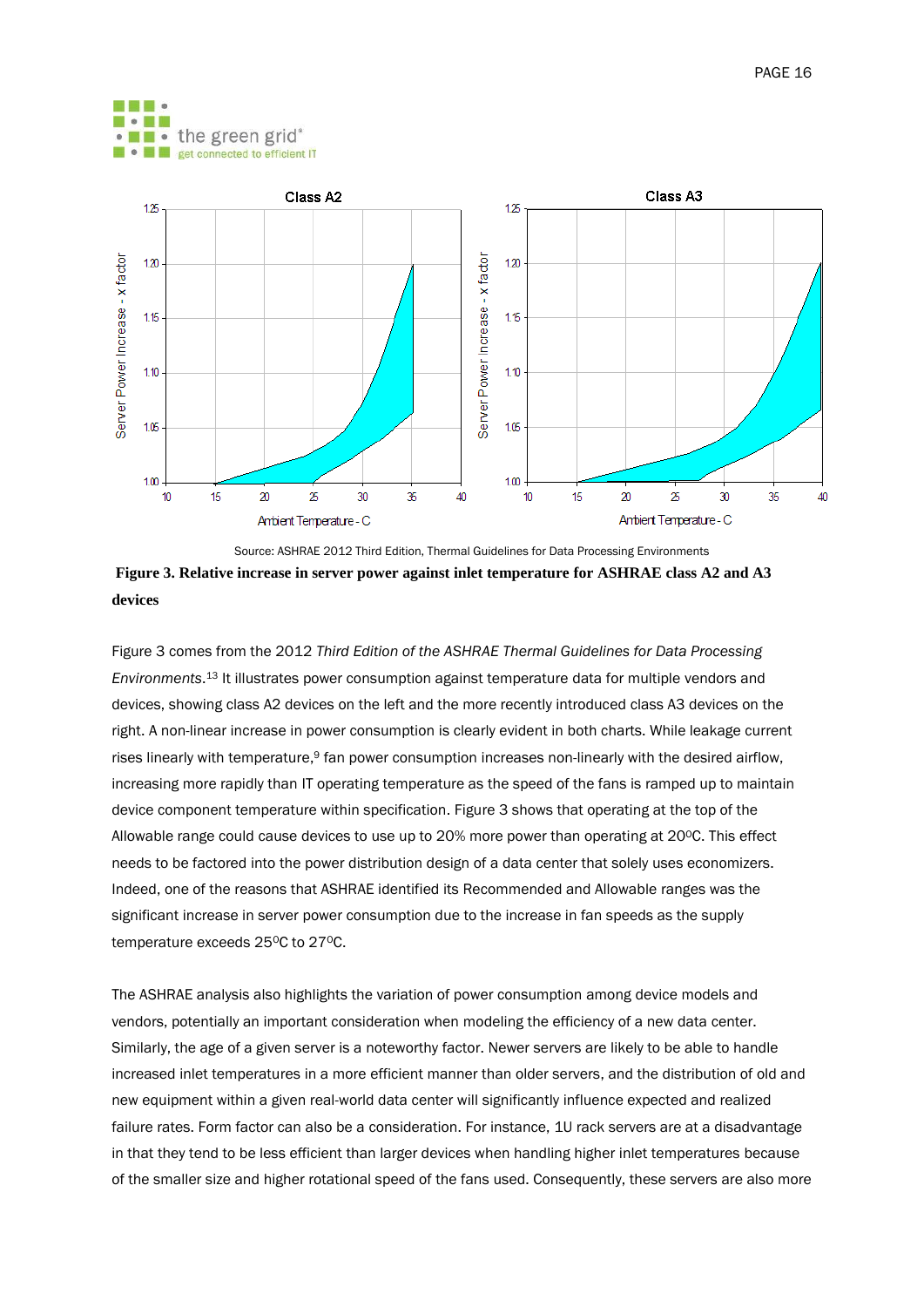Source: ASHRAE 2012 Third Edition, Thermal Guidelines for Data Processing Environments

**Figure 3. Relative increase in server power against inlet temperature for ASHRAE class A2 and A3 devices**

Figure 3 comes from the 2012 *Third Edition of the ASHRAE Thermal Guidelines for Data Processing Environments*.[13] It illustrates power consumption against temperature data for multiple vendors and devices, showing class A2 devices on the left and the more recently introduced class A3 devices on the right. A non-linear increase in power consumption is clearly evident in both charts. While leakage current rises linearly with temperature,[9] fan power consumption increases non-linearly with the desired airflow, increasing more rapidly than IT operating temperature as the speed of the fans is ramped up to maintain device component temperature within specification. Figure 3 shows that operating at the top of the Allowable range could cause devices to use up to 20% more power than operating at 20ºC. This effect needs to be factored into the power distribution design of a data center that solely uses economizers. Indeed, one of the reasons that ASHRAE identified its Recommended and Allowable ranges was the significant increase in server power consumption due to the increase in fan speeds as the supply temperature exceeds 25ºC to 27ºC.

The ASHRAE analysis also highlights the variation of power consumption among device models and vendors, potentially an important consideration when modeling the efficiency of a new data center. Similarly, the age of a given server is a noteworthy factor. Newer servers are likely to be able to handle increased inlet temperatures in a more efficient manner than older servers, and the distribution of old and new equipment within a given real-world data center will significantly influence expected and realized failure rates. Form factor can also be a consideration. For instance, 1U rack servers are at a disadvantage in that they tend to be less efficient than larger devices when handling higher inlet temperatures because of the smaller size and higher rotational speed of the fans used. Consequently, these servers are also more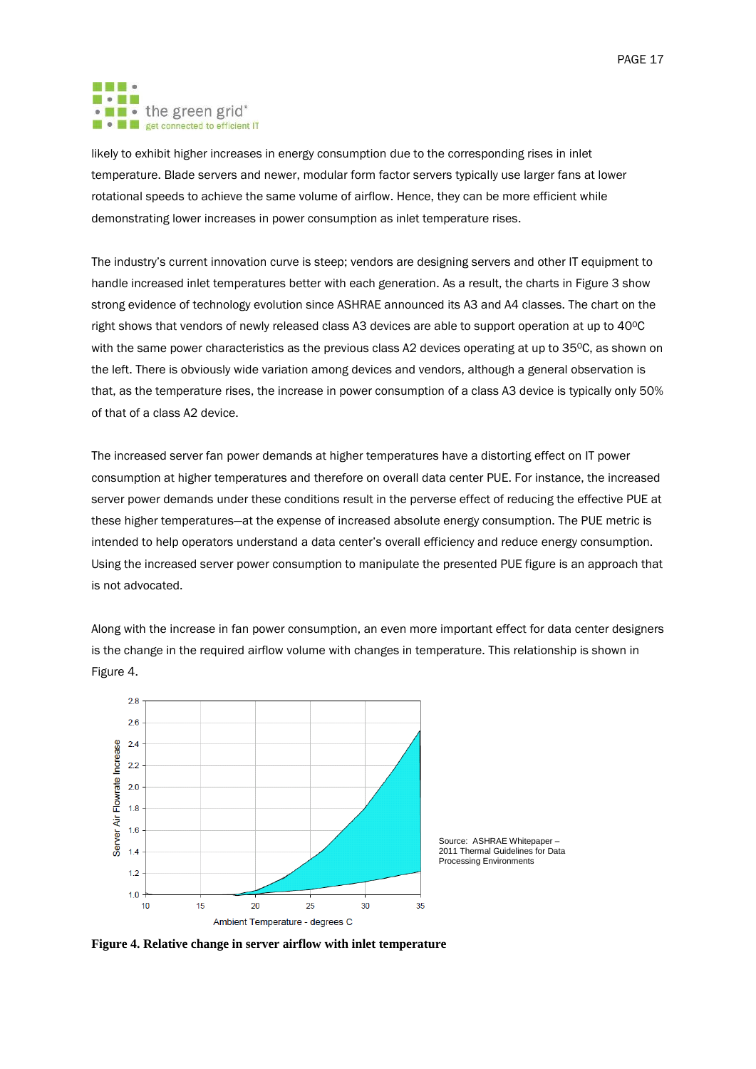likely to exhibit higher increases in energy consumption due to the corresponding rises in inlet temperature. Blade servers and newer, modular form factor servers typically use larger fans at lower rotational speeds to achieve the same volume of airflow. Hence, they can be more efficient while demonstrating lower increases in power consumption as inlet temperature rises.

The industry's current innovation curve is steep; vendors are designing servers and other IT equipment to handle increased inlet temperatures better with each generation. As a result, the charts in Figure 3 show strong evidence of technology evolution since ASHRAE announced its A3 and A4 classes. The chart on the right shows that vendors of newly released class A3 devices are able to support operation at up to 40°C with the same power characteristics as the previous class A2 devices operating at up to 35°C, as shown on the left. There is obviously wide variation among devices and vendors, although a general observation is that, as the temperature rises, the increase in power consumption of a class A3 device is typically only 50% of that of a class A2 device.

The increased server fan power demands at higher temperatures have a distorting effect on IT power consumption at higher temperatures and therefore on overall data center PUE. For instance, the increased server power demands under these conditions result in the perverse effect of reducing the effective PUE at these higher temperatures—at the expense of increased absolute energy consumption. The PUE metric is intended to help operators understand a data center's overall efficiency and reduce energy consumption. Using the increased server power consumption to manipulate the presented PUE figure is an approach that is not advocated.

Along with the increase in fan power consumption, an even more important effect for data center designers is the change in the required airflow volume with changes in temperature. This relationship is shown in Figure 4.

Source: ASHRAE Whitepaper – 2011 Thermal Guidelines for Data Processing Environments

**Figure 4. Relative change in server airflow with inlet temperature**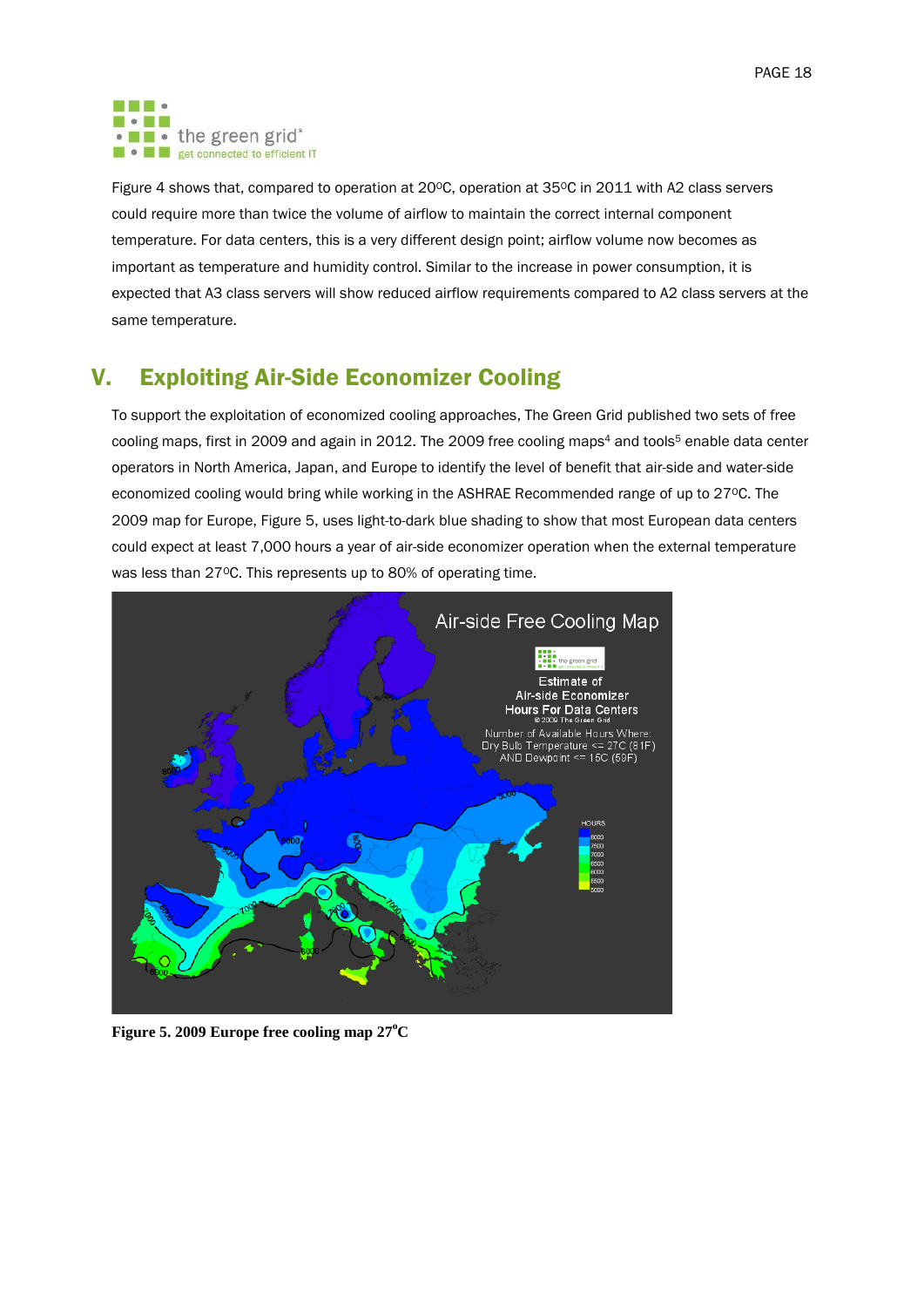Figure 4 shows that, compared to operation at 20ºC, operation at 35ºC in 2011 with A2 class servers could require more than twice the volume of airflow to maintain the correct internal component temperature. For data centers, this is a very different design point; airflow volume now becomes as important as temperature and humidity control. Similar to the increase in power consumption, it is expected that A3 class servers will show reduced airflow requirements compared to A2 class servers at the same temperature.

## V. Exploiting Air-Side Economizer Cooling

To support the exploitation of economized cooling approaches, The Green Grid published two sets of free cooling maps, first in 2009 and again in 2012. The 2009 free cooling maps[4] and tools[5] enable data center operators in North America, Japan, and Europe to identify the level of benefit that air-side and water-side economized cooling would bring while working in the ASHRAE Recommended range of up to 27ºC. The 2009 map for Europe, Figure 5, uses light-to-dark blue shading to show that most European data centers could expect at least 7,000 hours a year of air-side economizer operation when the external temperature was less than 27ºC. This represents up to 80% of operating time.

**Figure 5. 2009 Europe free cooling map 27ºC**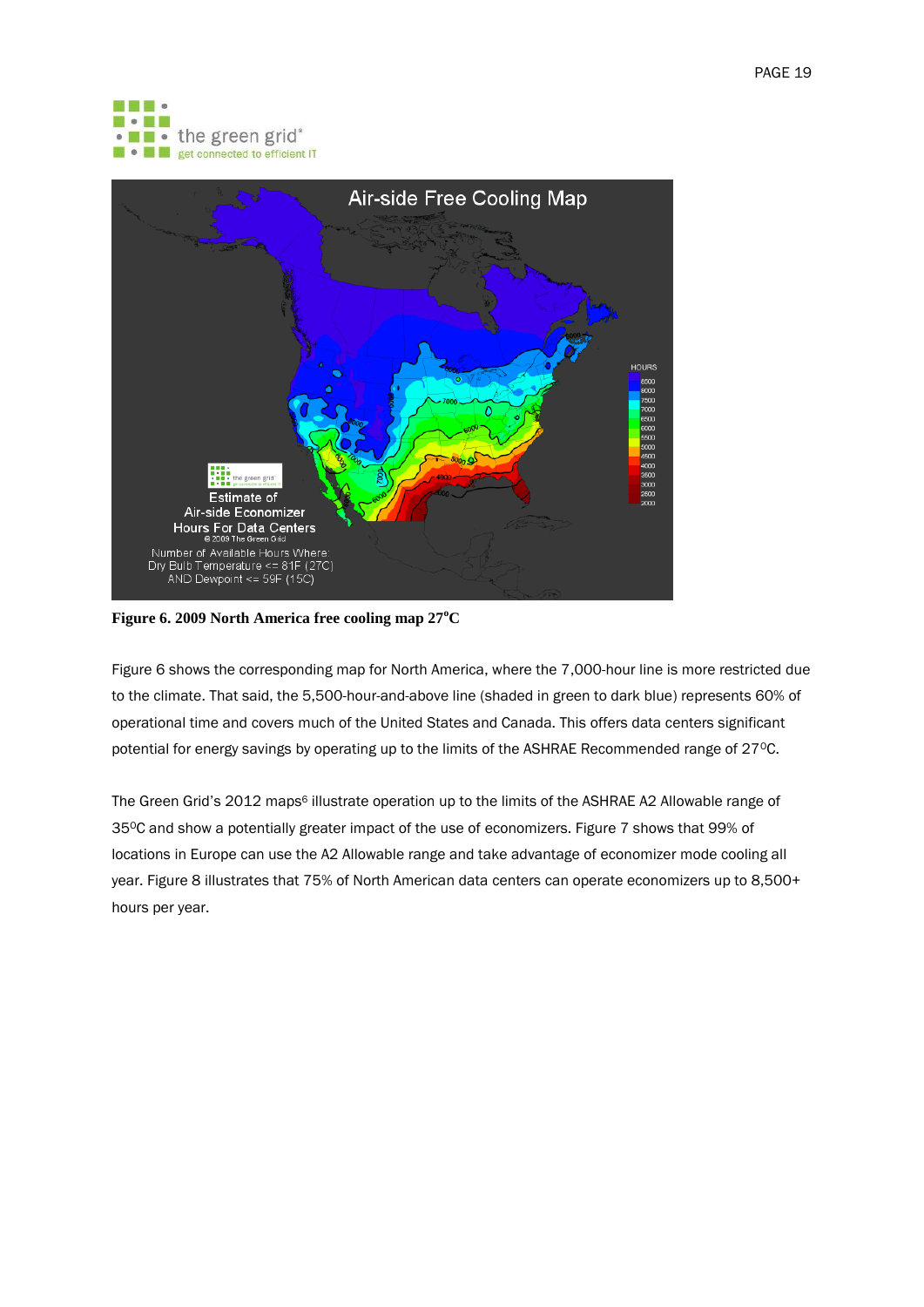**Figure 6. 2009 North America free cooling map 27°C**

Figure 6 shows the corresponding map for North America, where the 7,000-hour line is more restricted due to the climate. That said, the 5,500-hour-and-above line (shaded in green to dark blue) represents 60% of operational time and covers much of the United States and Canada. This offers data centers significant potential for energy savings by operating up to the limits of the ASHRAE Recommended range of 27°C.

The Green Grid's 2012 maps[6] illustrate operation up to the limits of the ASHRAE A2 Allowable range of 35°C and show a potentially greater impact of the use of economizers. Figure 7 shows that 99% of locations in Europe can use the A2 Allowable range and take advantage of economizer mode cooling all year. Figure 8 illustrates that 75% of North American data centers can operate economizers up to 8,500+ hours per year.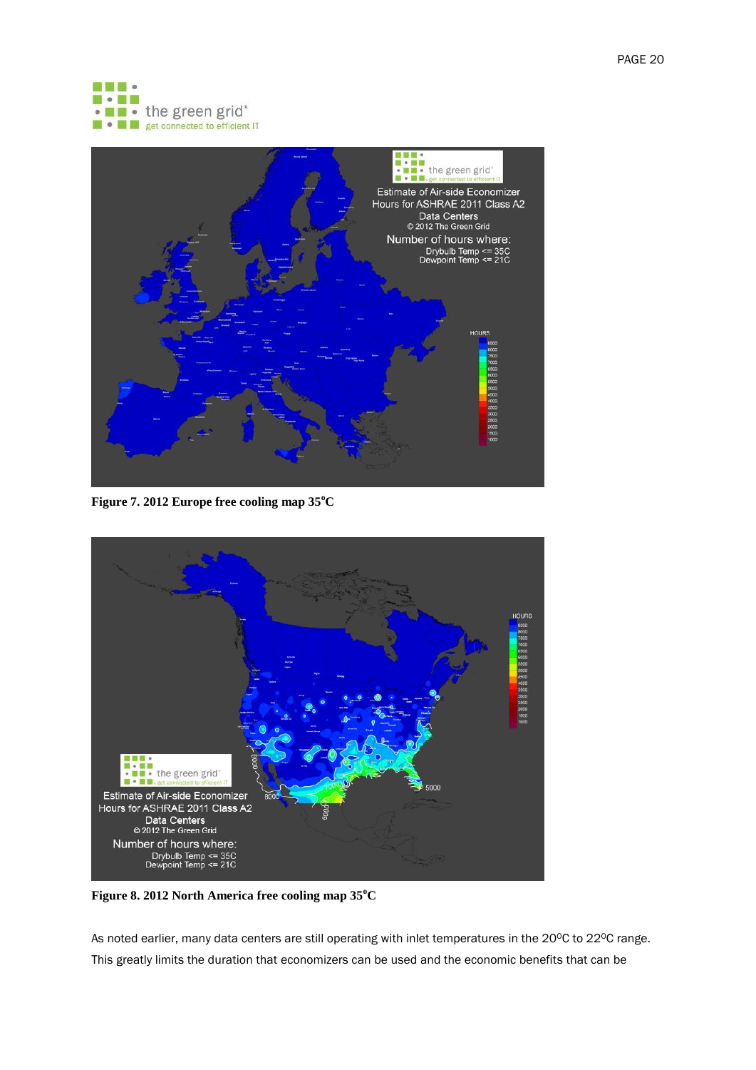Figure 7. 2012 Europe free cooling map 35°C

Figure 8. 2012 North America free cooling map 35°C

As noted earlier, many data centers are still operating with inlet temperatures in the 20°C to 22°C range. This greatly limits the duration that economizers can be used and the economic benefits that can be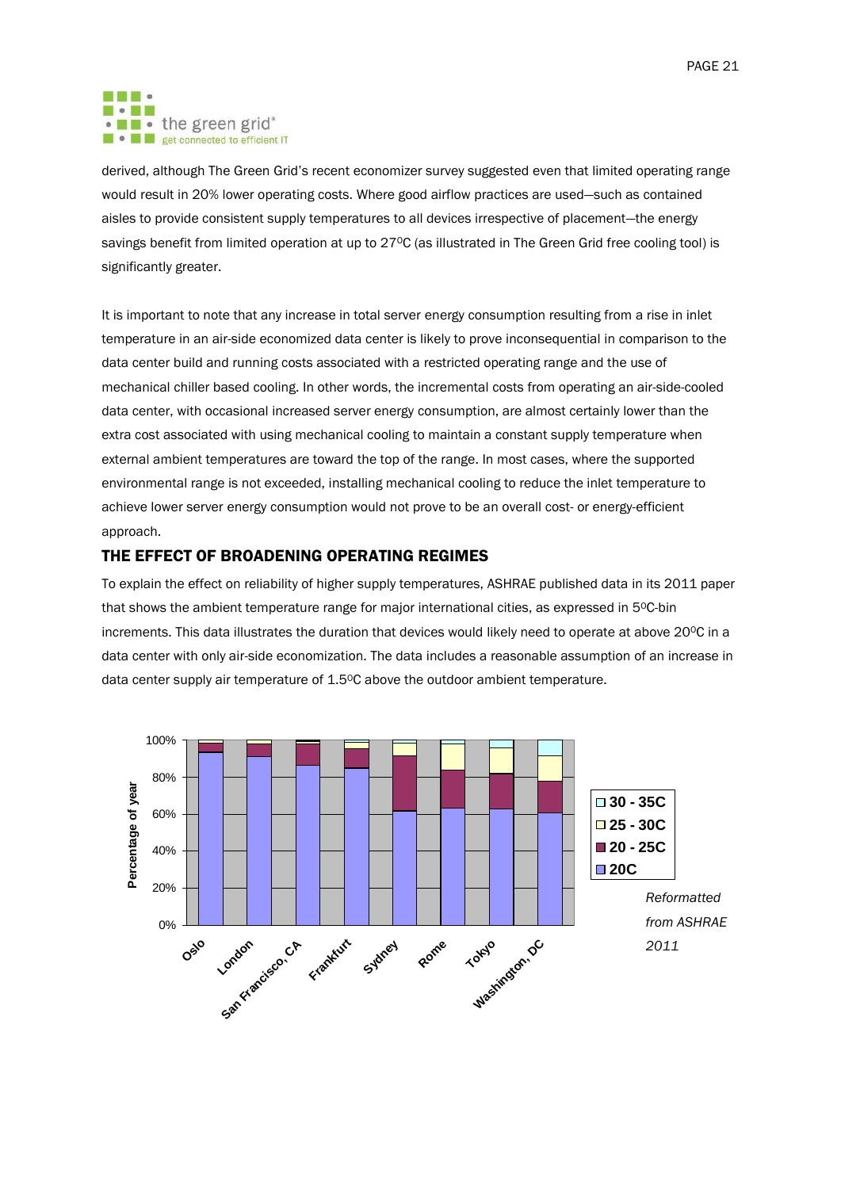derived, although The Green Grid's recent economizer survey suggested even that limited operating range would result in 20% lower operating costs. Where good airflow practices are used—such as contained aisles to provide consistent supply temperatures to all devices irrespective of placement—the energy savings benefit from limited operation at up to 27ºC (as illustrated in The Green Grid free cooling tool) is significantly greater.

It is important to note that any increase in total server energy consumption resulting from a rise in inlet temperature in an air-side economized data center is likely to prove inconsequential in comparison to the data center build and running costs associated with a restricted operating range and the use of mechanical chiller based cooling. In other words, the incremental costs from operating an air-side-cooled data center, with occasional increased server energy consumption, are almost certainly lower than the extra cost associated with using mechanical cooling to maintain a constant supply temperature when external ambient temperatures are toward the top of the range. In most cases, where the supported environmental range is not exceeded, installing mechanical cooling to reduce the inlet temperature to achieve lower server energy consumption would not prove to be an overall cost- or energy-efficient approach.

## THE EFFECT OF BROADENING OPERATING REGIMES

To explain the effect on reliability of higher supply temperatures, ASHRAE published data in its 2011 paper that shows the ambient temperature range for major international cities, as expressed in 5ºC-bin increments. This data illustrates the duration that devices would likely need to operate at above 20ºC in a data center with only air-side economization. The data includes a reasonable assumption of an increase in data center supply air temperature of 1.5ºC above the outdoor ambient temperature.

*Reformatted from ASHRAE 2011*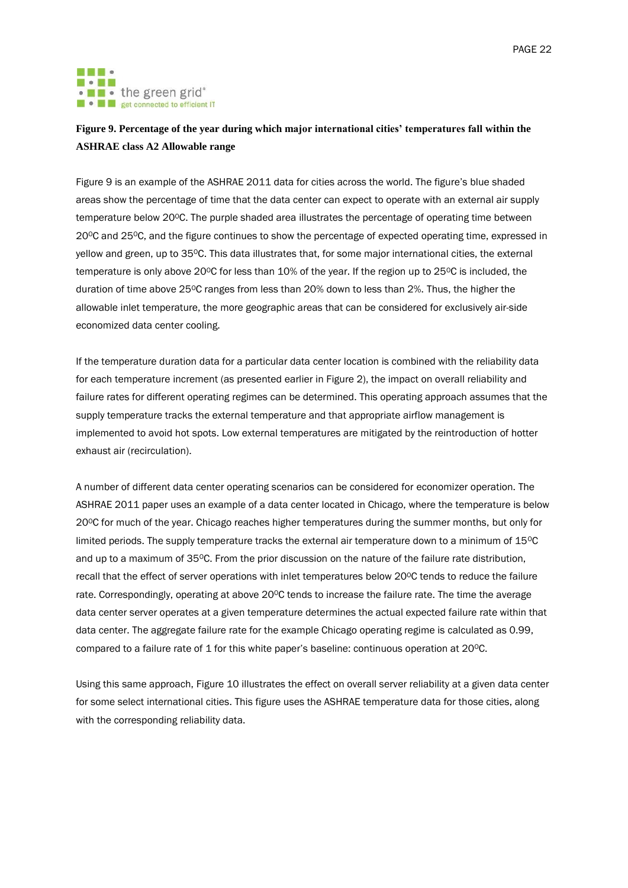**Figure 9. Percentage of the year during which major international cities' temperatures fall within the ASHRAE class A2 Allowable range**

Figure 9 is an example of the ASHRAE 2011 data for cities across the world. The figure's blue shaded areas show the percentage of time that the data center can expect to operate with an external air supply temperature below 20$^{0}$C. The purple shaded area illustrates the percentage of operating time between 20$^{0}$C and 25$^{0}$C, and the figure continues to show the percentage of expected operating time, expressed in yellow and green, up to 35$^{0}$C. This data illustrates that, for some major international cities, the external temperature is only above 20$^{0}$C for less than 10% of the year. If the region up to 25$^{0}$C is included, the duration of time above 25$^{0}$C ranges from less than 20% down to less than 2%. Thus, the higher the allowable inlet temperature, the more geographic areas that can be considered for exclusively air-side economized data center cooling.

If the temperature duration data for a particular data center location is combined with the reliability data for each temperature increment (as presented earlier in Figure 2), the impact on overall reliability and failure rates for different operating regimes can be determined. This operating approach assumes that the supply temperature tracks the external temperature and that appropriate airflow management is implemented to avoid hot spots. Low external temperatures are mitigated by the reintroduction of hotter exhaust air (recirculation).

A number of different data center operating scenarios can be considered for economizer operation. The ASHRAE 2011 paper uses an example of a data center located in Chicago, where the temperature is below 20$^{0}$C for much of the year. Chicago reaches higher temperatures during the summer months, but only for limited periods. The supply temperature tracks the external air temperature down to a minimum of 15$^{0}$C and up to a maximum of 35$^{0}$C. From the prior discussion on the nature of the failure rate distribution, recall that the effect of server operations with inlet temperatures below 20$^{0}$C tends to reduce the failure rate. Correspondingly, operating at above 20$^{0}$C tends to increase the failure rate. The time the average data center server operates at a given temperature determines the actual expected failure rate within that data center. The aggregate failure rate for the example Chicago operating regime is calculated as 0.99, compared to a failure rate of 1 for this white paper's baseline: continuous operation at 20$^{0}$C.

Using this same approach, Figure 10 illustrates the effect on overall server reliability at a given data center for some select international cities. This figure uses the ASHRAE temperature data for those cities, along with the corresponding reliability data.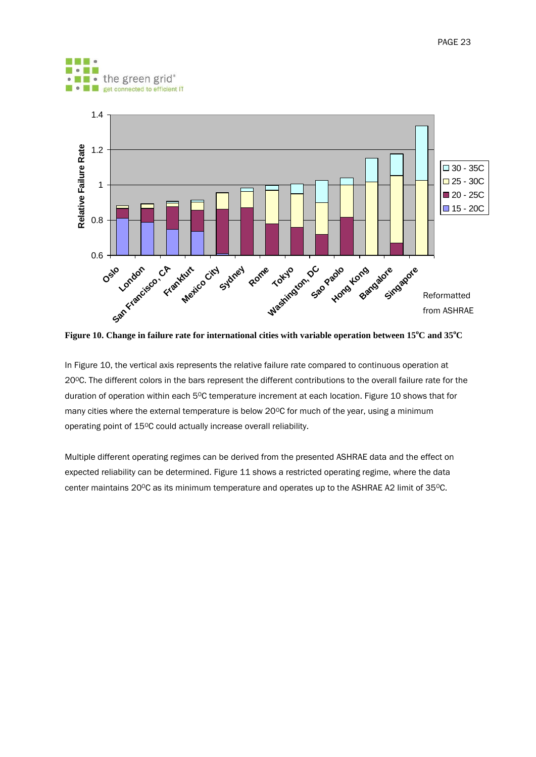Figure 10. Change in failure rate for international cities with variable operation between 15°C and 35°C

In Figure 10, the vertical axis represents the relative failure rate compared to continuous operation at 20°C. The different colors in the bars represent the different contributions to the overall failure rate for the duration of operation within each 5°C temperature increment at each location. Figure 10 shows that for many cities where the external temperature is below 20°C for much of the year, using a minimum operating point of 15°C could actually increase overall reliability.

Multiple different operating regimes can be derived from the presented ASHRAE data and the effect on expected reliability can be determined. Figure 11 shows a restricted operating regime, where the data center maintains 20°C as its minimum temperature and operates up to the ASHRAE A2 limit of 35°C.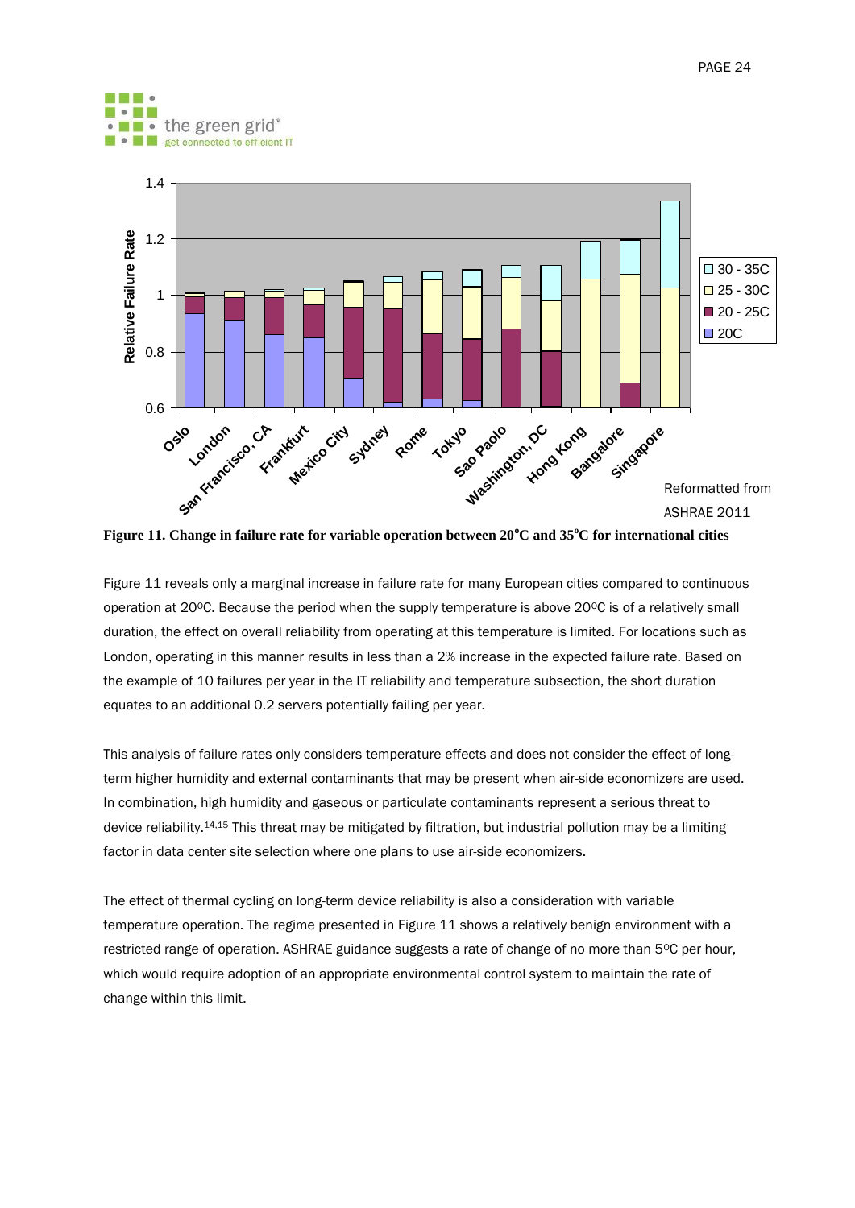Figure 11. Change in failure rate for variable operation between 20°C and 35°C for international cities

Figure 11 reveals only a marginal increase in failure rate for many European cities compared to continuous operation at 20ºC. Because the period when the supply temperature is above 20ºC is of a relatively small duration, the effect on overall reliability from operating at this temperature is limited. For locations such as London, operating in this manner results in less than a 2% increase in the expected failure rate. Based on the example of 10 failures per year in the IT reliability and temperature subsection, the short duration equates to an additional 0.2 servers potentially failing per year.

This analysis of failure rates only considers temperature effects and does not consider the effect of long-term higher humidity and external contaminants that may be present when air-side economizers are used. In combination, high humidity and gaseous or particulate contaminants represent a serious threat to device reliability.[14,15] This threat may be mitigated by filtration, but industrial pollution may be a limiting factor in data center site selection where one plans to use air-side economizers.

The effect of thermal cycling on long-term device reliability is also a consideration with variable temperature operation. The regime presented in Figure 11 shows a relatively benign environment with a restricted range of operation. ASHRAE guidance suggests a rate of change of no more than 5ºC per hour, which would require adoption of an appropriate environmental control system to maintain the rate of change within this limit.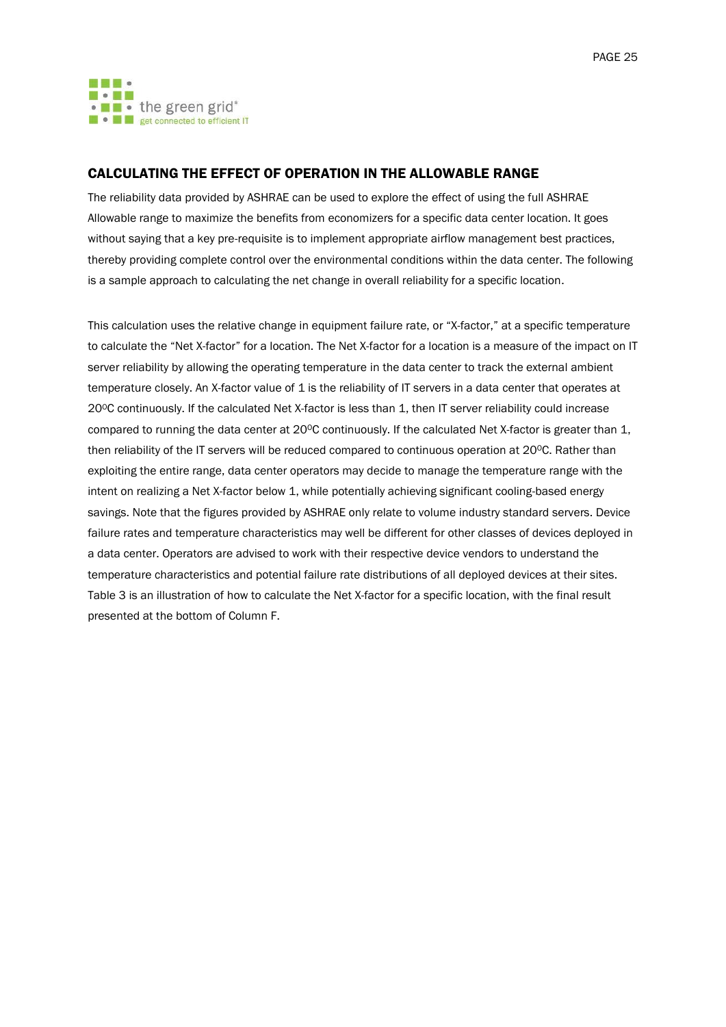## CALCULATING THE EFFECT OF OPERATION IN THE ALLOWABLE RANGE

The reliability data provided by ASHRAE can be used to explore the effect of using the full ASHRAE Allowable range to maximize the benefits from economizers for a specific data center location. It goes without saying that a key pre-requisite is to implement appropriate airflow management best practices, thereby providing complete control over the environmental conditions within the data center. The following is a sample approach to calculating the net change in overall reliability for a specific location.

This calculation uses the relative change in equipment failure rate, or "X-factor," at a specific temperature to calculate the "Net X-factor" for a location. The Net X-factor for a location is a measure of the impact on IT server reliability by allowing the operating temperature in the data center to track the external ambient temperature closely. An X-factor value of 1 is the reliability of IT servers in a data center that operates at 20$^{o}$C continuously. If the calculated Net X-factor is less than 1, then IT server reliability could increase compared to running the data center at 20$^{o}$C continuously. If the calculated Net X-factor is greater than 1, then reliability of the IT servers will be reduced compared to continuous operation at 20$^{o}$C. Rather than exploiting the entire range, data center operators may decide to manage the temperature range with the intent on realizing a Net X-factor below 1, while potentially achieving significant cooling-based energy savings. Note that the figures provided by ASHRAE only relate to volume industry standard servers. Device failure rates and temperature characteristics may well be different for other classes of devices deployed in a data center. Operators are advised to work with their respective device vendors to understand the temperature characteristics and potential failure rate distributions of all deployed devices at their sites. Table 3 is an illustration of how to calculate the Net X-factor for a specific location, with the final result presented at the bottom of Column F.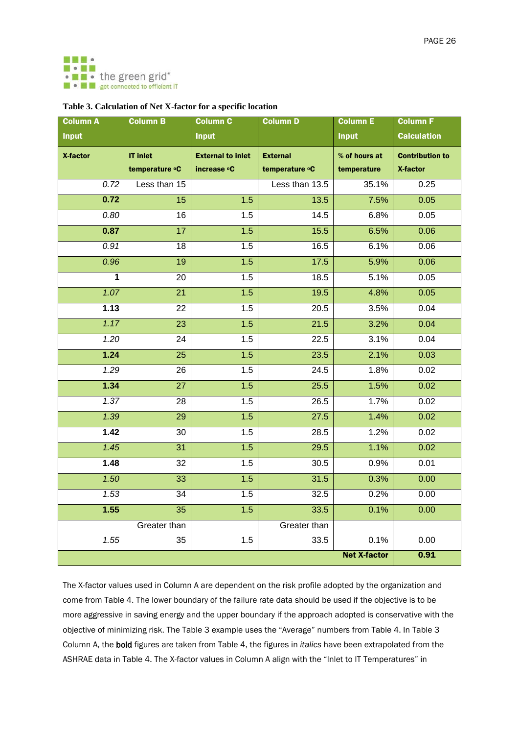**Table 3. Calculation of Net X-factor for a specific location**

| Column A Input | Column B | Column C Input | Column D | Column E Input | Column F Calculation |
|---|---|---|---|---|---|
| **X-factor** | **IT inlet temperature °C** | **External to inlet increase °C** | **External temperature °C** | **% of hours at temperature** | **Contribution to X-factor** |
| *0.72* | Less than 15 | | Less than 13.5 | 35.1% | 0.25 |
| **0.72** | 15 | 1.5 | 13.5 | 7.5% | 0.05 |
| *0.80* | 16 | 1.5 | 14.5 | 6.8% | 0.05 |
| **0.87** | 17 | 1.5 | 15.5 | 6.5% | 0.06 |
| *0.91* | 18 | 1.5 | 16.5 | 6.1% | 0.06 |
| *0.96* | 19 | 1.5 | 17.5 | 5.9% | 0.06 |
| **1** | 20 | 1.5 | 18.5 | 5.1% | 0.05 |
| *1.07* | 21 | 1.5 | 19.5 | 4.8% | 0.05 |
| **1.13** | 22 | 1.5 | 20.5 | 3.5% | 0.04 |
| *1.17* | 23 | 1.5 | 21.5 | 3.2% | 0.04 |
| *1.20* | 24 | 1.5 | 22.5 | 3.1% | 0.04 |
| **1.24** | 25 | 1.5 | 23.5 | 2.1% | 0.03 |
| *1.29* | 26 | 1.5 | 24.5 | 1.8% | 0.02 |
| **1.34** | 27 | 1.5 | 25.5 | 1.5% | 0.02 |
| *1.37* | 28 | 1.5 | 26.5 | 1.7% | 0.02 |
| *1.39* | 29 | 1.5 | 27.5 | 1.4% | 0.02 |
| **1.42** | 30 | 1.5 | 28.5 | 1.2% | 0.02 |
| *1.45* | 31 | 1.5 | 29.5 | 1.1% | 0.02 |
| **1.48** | 32 | 1.5 | 30.5 | 0.9% | 0.01 |
| *1.50* | 33 | 1.5 | 31.5 | 0.3% | 0.00 |
| *1.53* | 34 | 1.5 | 32.5 | 0.2% | 0.00 |
| **1.55** | 35 | 1.5 | 33.5 | 0.1% | 0.00 |
| *1.55* | Greater than 35 | 1.5 | Greater than 33.5 | 0.1% | 0.00 |
| | | | | **Net X-factor** | **0.91** |

The X-factor values used in Column A are dependent on the risk profile adopted by the organization and come from Table 4. The lower boundary of the failure rate data should be used if the objective is to be more aggressive in saving energy and the upper boundary if the approach adopted is conservative with the objective of minimizing risk. The Table 3 example uses the "Average" numbers from Table 4. In Table 3 Column A, the **bold** figures are taken from Table 4, the figures in *italics* have been extrapolated from the ASHRAE data in Table 4. The X-factor values in Column A align with the "Inlet to IT Temperatures" in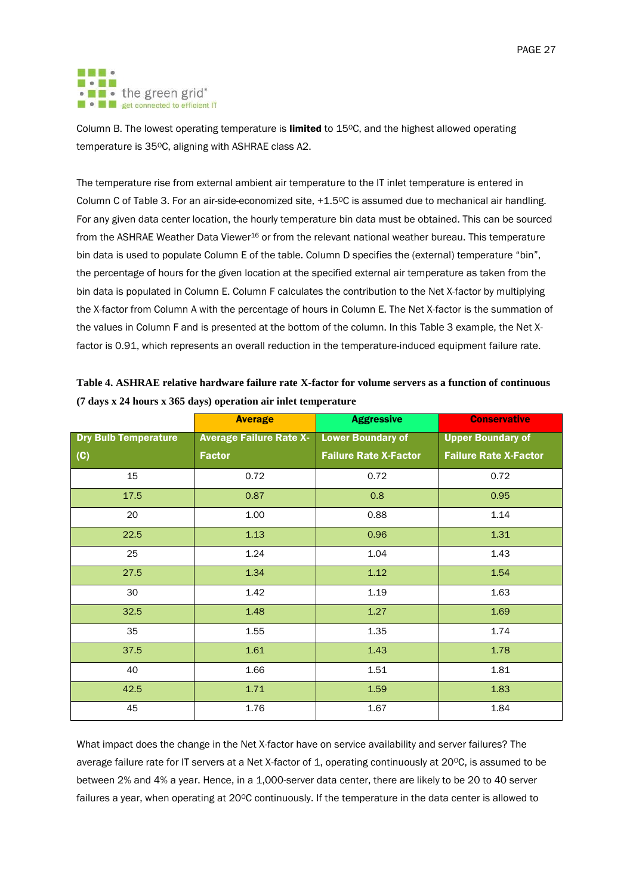Column B. The lowest operating temperature is **limited** to 15ºC, and the highest allowed operating temperature is 35ºC, aligning with ASHRAE class A2.

The temperature rise from external ambient air temperature to the IT inlet temperature is entered in Column C of Table 3. For an air-side-economized site, +1.5ºC is assumed due to mechanical air handling. For any given data center location, the hourly temperature bin data must be obtained. This can be sourced from the ASHRAE Weather Data Viewer[16] or from the relevant national weather bureau. This temperature bin data is used to populate Column E of the table. Column D specifies the (external) temperature "bin", the percentage of hours for the given location at the specified external air temperature as taken from the bin data is populated in Column E. Column F calculates the contribution to the Net X-factor by multiplying the X-factor from Column A with the percentage of hours in Column E. The Net X-factor is the summation of the values in Column F and is presented at the bottom of the column. In this Table 3 example, the Net X-factor is 0.91, which represents an overall reduction in the temperature-induced equipment failure rate.

**Table 4. ASHRAE relative hardware failure rate X-factor for volume servers as a function of continuous (7 days x 24 hours x 365 days) operation air inlet temperature**

| | Average | Aggressive | Conservative |
|---|---|---|---|
| **Dry Bulb Temperature (C)** | **Average Failure Rate X-Factor** | **Lower Boundary of Failure Rate X-Factor** | **Upper Boundary of Failure Rate X-Factor** |
| 15 | 0.72 | 0.72 | 0.72 |
| 17.5 | 0.87 | 0.8 | 0.95 |
| 20 | 1.00 | 0.88 | 1.14 |
| 22.5 | 1.13 | 0.96 | 1.31 |
| 25 | 1.24 | 1.04 | 1.43 |
| 27.5 | 1.34 | 1.12 | 1.54 |
| 30 | 1.42 | 1.19 | 1.63 |
| 32.5 | 1.48 | 1.27 | 1.69 |
| 35 | 1.55 | 1.35 | 1.74 |
| 37.5 | 1.61 | 1.43 | 1.78 |
| 40 | 1.66 | 1.51 | 1.81 |
| 42.5 | 1.71 | 1.59 | 1.83 |
| 45 | 1.76 | 1.67 | 1.84 |

What impact does the change in the Net X-factor have on service availability and server failures? The average failure rate for IT servers at a Net X-factor of 1, operating continuously at 20ºC, is assumed to be between 2% and 4% a year. Hence, in a 1,000-server data center, there are likely to be 20 to 40 server failures a year, when operating at 20ºC continuously. If the temperature in the data center is allowed to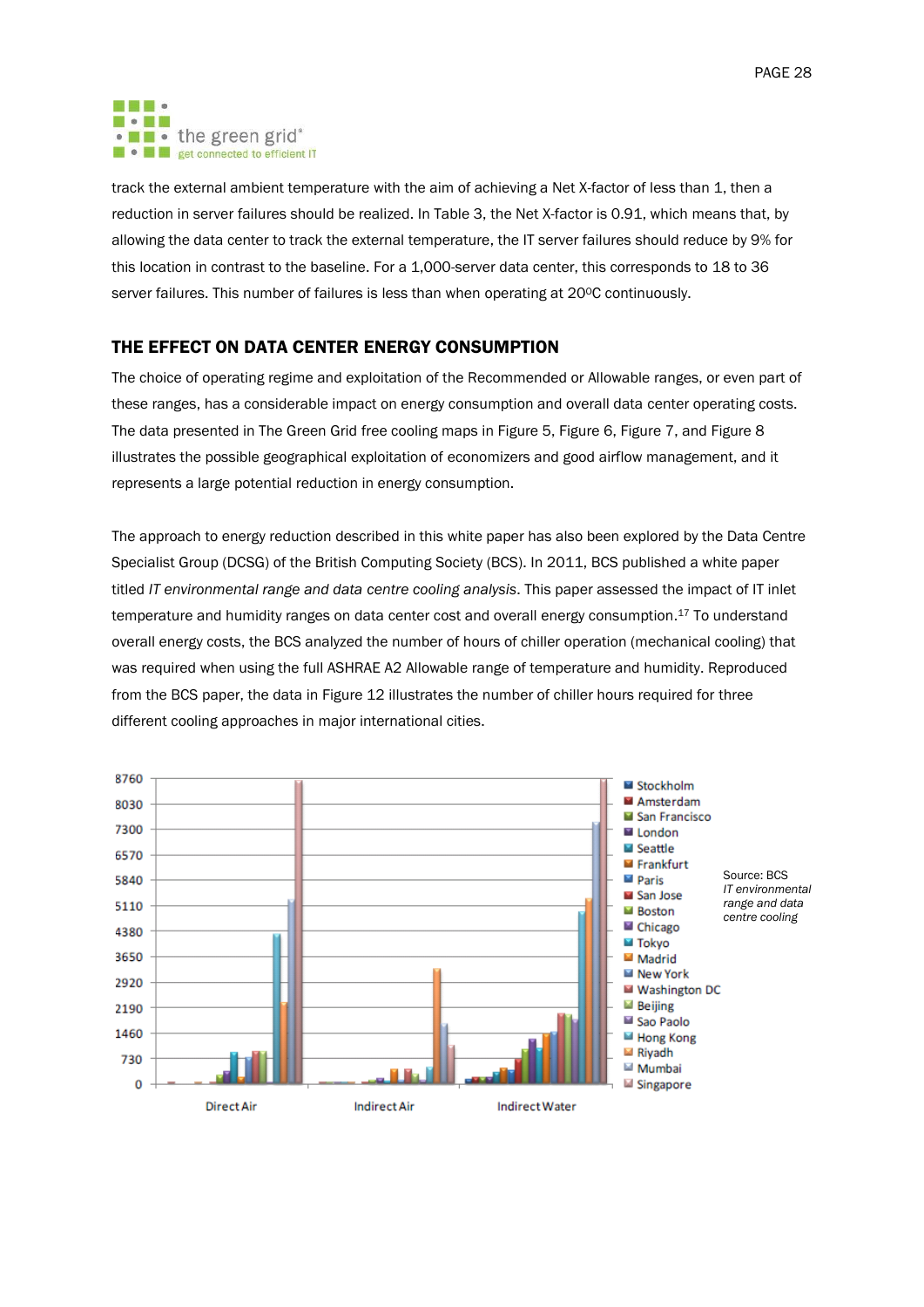track the external ambient temperature with the aim of achieving a Net X-factor of less than 1, then a reduction in server failures should be realized. In Table 3, the Net X-factor is 0.91, which means that, by allowing the data center to track the external temperature, the IT server failures should reduce by 9% for this location in contrast to the baseline. For a 1,000-server data center, this corresponds to 18 to 36 server failures. This number of failures is less than when operating at 20ºC continuously.

## THE EFFECT ON DATA CENTER ENERGY CONSUMPTION

The choice of operating regime and exploitation of the Recommended or Allowable ranges, or even part of these ranges, has a considerable impact on energy consumption and overall data center operating costs. The data presented in The Green Grid free cooling maps in Figure 5, Figure 6, Figure 7, and Figure 8 illustrates the possible geographical exploitation of economizers and good airflow management, and it represents a large potential reduction in energy consumption.

The approach to energy reduction described in this white paper has also been explored by the Data Centre Specialist Group (DCSG) of the British Computing Society (BCS). In 2011, BCS published a white paper titled *IT environmental range and data centre cooling analysis*. This paper assessed the impact of IT inlet temperature and humidity ranges on data center cost and overall energy consumption.[17] To understand overall energy costs, the BCS analyzed the number of hours of chiller operation (mechanical cooling) that was required when using the full ASHRAE A2 Allowable range of temperature and humidity. Reproduced from the BCS paper, the data in Figure 12 illustrates the number of chiller hours required for three different cooling approaches in major international cities.

Source: BCS *IT environmental range and data centre cooling*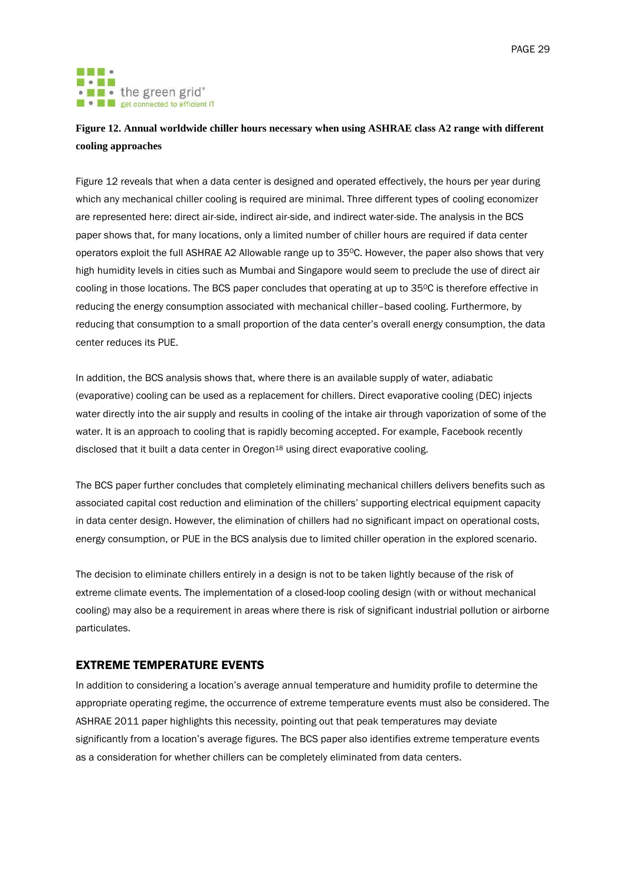**Figure 12. Annual worldwide chiller hours necessary when using ASHRAE class A2 range with different cooling approaches**

Figure 12 reveals that when a data center is designed and operated effectively, the hours per year during which any mechanical chiller cooling is required are minimal. Three different types of cooling economizer are represented here: direct air-side, indirect air-side, and indirect water-side. The analysis in the BCS paper shows that, for many locations, only a limited number of chiller hours are required if data center operators exploit the full ASHRAE A2 Allowable range up to 35$^{0}$C. However, the paper also shows that very high humidity levels in cities such as Mumbai and Singapore would seem to preclude the use of direct air cooling in those locations. The BCS paper concludes that operating at up to 35$^{0}$C is therefore effective in reducing the energy consumption associated with mechanical chiller–based cooling. Furthermore, by reducing that consumption to a small proportion of the data center's overall energy consumption, the data center reduces its PUE.

In addition, the BCS analysis shows that, where there is an available supply of water, adiabatic (evaporative) cooling can be used as a replacement for chillers. Direct evaporative cooling (DEC) injects water directly into the air supply and results in cooling of the intake air through vaporization of some of the water. It is an approach to cooling that is rapidly becoming accepted. For example, Facebook recently disclosed that it built a data center in Oregon[18] using direct evaporative cooling.

The BCS paper further concludes that completely eliminating mechanical chillers delivers benefits such as associated capital cost reduction and elimination of the chillers' supporting electrical equipment capacity in data center design. However, the elimination of chillers had no significant impact on operational costs, energy consumption, or PUE in the BCS analysis due to limited chiller operation in the explored scenario.

The decision to eliminate chillers entirely in a design is not to be taken lightly because of the risk of extreme climate events. The implementation of a closed-loop cooling design (with or without mechanical cooling) may also be a requirement in areas where there is risk of significant industrial pollution or airborne particulates.

## EXTREME TEMPERATURE EVENTS

In addition to considering a location's average annual temperature and humidity profile to determine the appropriate operating regime, the occurrence of extreme temperature events must also be considered. The ASHRAE 2011 paper highlights this necessity, pointing out that peak temperatures may deviate significantly from a location's average figures. The BCS paper also identifies extreme temperature events as a consideration for whether chillers can be completely eliminated from data centers.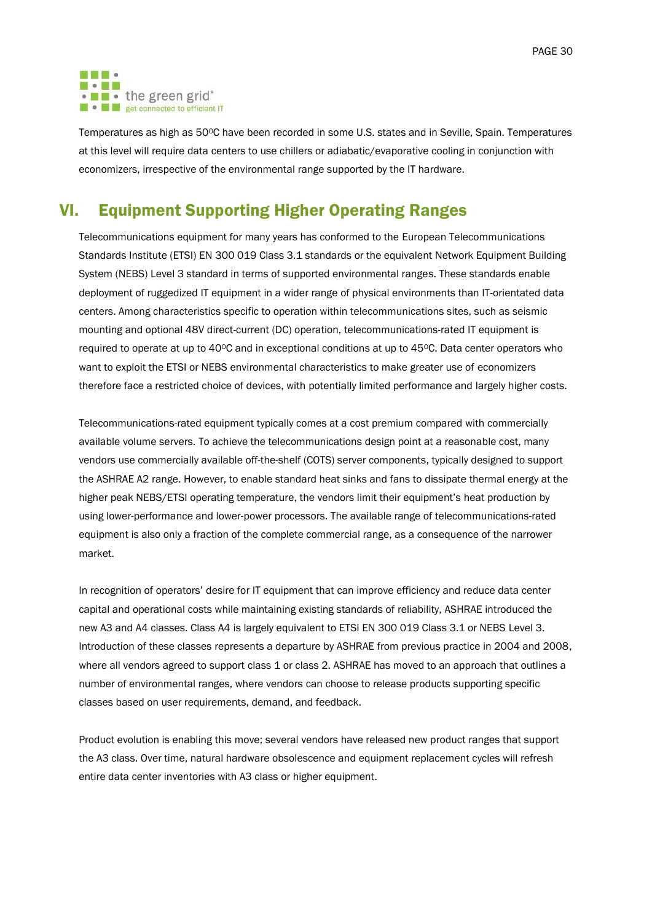Temperatures as high as 50ºC have been recorded in some U.S. states and in Seville, Spain. Temperatures at this level will require data centers to use chillers or adiabatic/evaporative cooling in conjunction with economizers, irrespective of the environmental range supported by the IT hardware.

## VI. Equipment Supporting Higher Operating Ranges

Telecommunications equipment for many years has conformed to the European Telecommunications Standards Institute (ETSI) EN 300 019 Class 3.1 standards or the equivalent Network Equipment Building System (NEBS) Level 3 standard in terms of supported environmental ranges. These standards enable deployment of ruggedized IT equipment in a wider range of physical environments than IT-orientated data centers. Among characteristics specific to operation within telecommunications sites, such as seismic mounting and optional 48V direct-current (DC) operation, telecommunications-rated IT equipment is required to operate at up to 40ºC and in exceptional conditions at up to 45ºC. Data center operators who want to exploit the ETSI or NEBS environmental characteristics to make greater use of economizers therefore face a restricted choice of devices, with potentially limited performance and largely higher costs.

Telecommunications-rated equipment typically comes at a cost premium compared with commercially available volume servers. To achieve the telecommunications design point at a reasonable cost, many vendors use commercially available off-the-shelf (COTS) server components, typically designed to support the ASHRAE A2 range. However, to enable standard heat sinks and fans to dissipate thermal energy at the higher peak NEBS/ETSI operating temperature, the vendors limit their equipment's heat production by using lower-performance and lower-power processors. The available range of telecommunications-rated equipment is also only a fraction of the complete commercial range, as a consequence of the narrower market.

In recognition of operators' desire for IT equipment that can improve efficiency and reduce data center capital and operational costs while maintaining existing standards of reliability, ASHRAE introduced the new A3 and A4 classes. Class A4 is largely equivalent to ETSI EN 300 019 Class 3.1 or NEBS Level 3. Introduction of these classes represents a departure by ASHRAE from previous practice in 2004 and 2008, where all vendors agreed to support class 1 or class 2. ASHRAE has moved to an approach that outlines a number of environmental ranges, where vendors can choose to release products supporting specific classes based on user requirements, demand, and feedback.

Product evolution is enabling this move; several vendors have released new product ranges that support the A3 class. Over time, natural hardware obsolescence and equipment replacement cycles will refresh entire data center inventories with A3 class or higher equipment.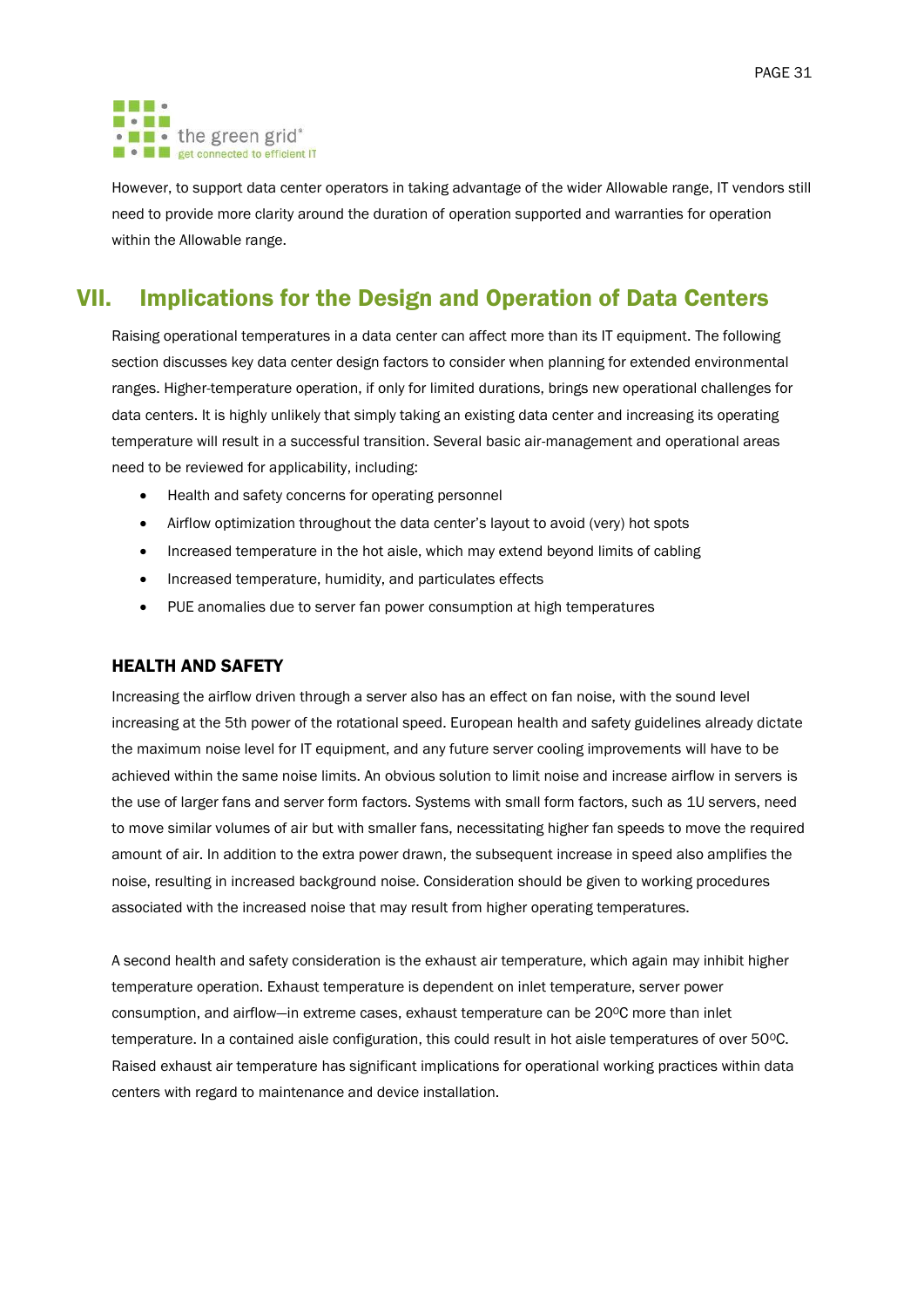However, to support data center operators in taking advantage of the wider Allowable range, IT vendors still need to provide more clarity around the duration of operation supported and warranties for operation within the Allowable range.

# VII. Implications for the Design and Operation of Data Centers

Raising operational temperatures in a data center can affect more than its IT equipment. The following section discusses key data center design factors to consider when planning for extended environmental ranges. Higher-temperature operation, if only for limited durations, brings new operational challenges for data centers. It is highly unlikely that simply taking an existing data center and increasing its operating temperature will result in a successful transition. Several basic air-management and operational areas need to be reviewed for applicability, including:

- Health and safety concerns for operating personnel
- Airflow optimization throughout the data center's layout to avoid (very) hot spots
- Increased temperature in the hot aisle, which may extend beyond limits of cabling
- Increased temperature, humidity, and particulates effects
- PUE anomalies due to server fan power consumption at high temperatures

## HEALTH AND SAFETY

Increasing the airflow driven through a server also has an effect on fan noise, with the sound level increasing at the 5th power of the rotational speed. European health and safety guidelines already dictate the maximum noise level for IT equipment, and any future server cooling improvements will have to be achieved within the same noise limits. An obvious solution to limit noise and increase airflow in servers is the use of larger fans and server form factors. Systems with small form factors, such as 1U servers, need to move similar volumes of air but with smaller fans, necessitating higher fan speeds to move the required amount of air. In addition to the extra power drawn, the subsequent increase in speed also amplifies the noise, resulting in increased background noise. Consideration should be given to working procedures associated with the increased noise that may result from higher operating temperatures.

A second health and safety consideration is the exhaust air temperature, which again may inhibit higher temperature operation. Exhaust temperature is dependent on inlet temperature, server power consumption, and airflow—in extreme cases, exhaust temperature can be 20ºC more than inlet temperature. In a contained aisle configuration, this could result in hot aisle temperatures of over 50ºC. Raised exhaust air temperature has significant implications for operational working practices within data centers with regard to maintenance and device installation.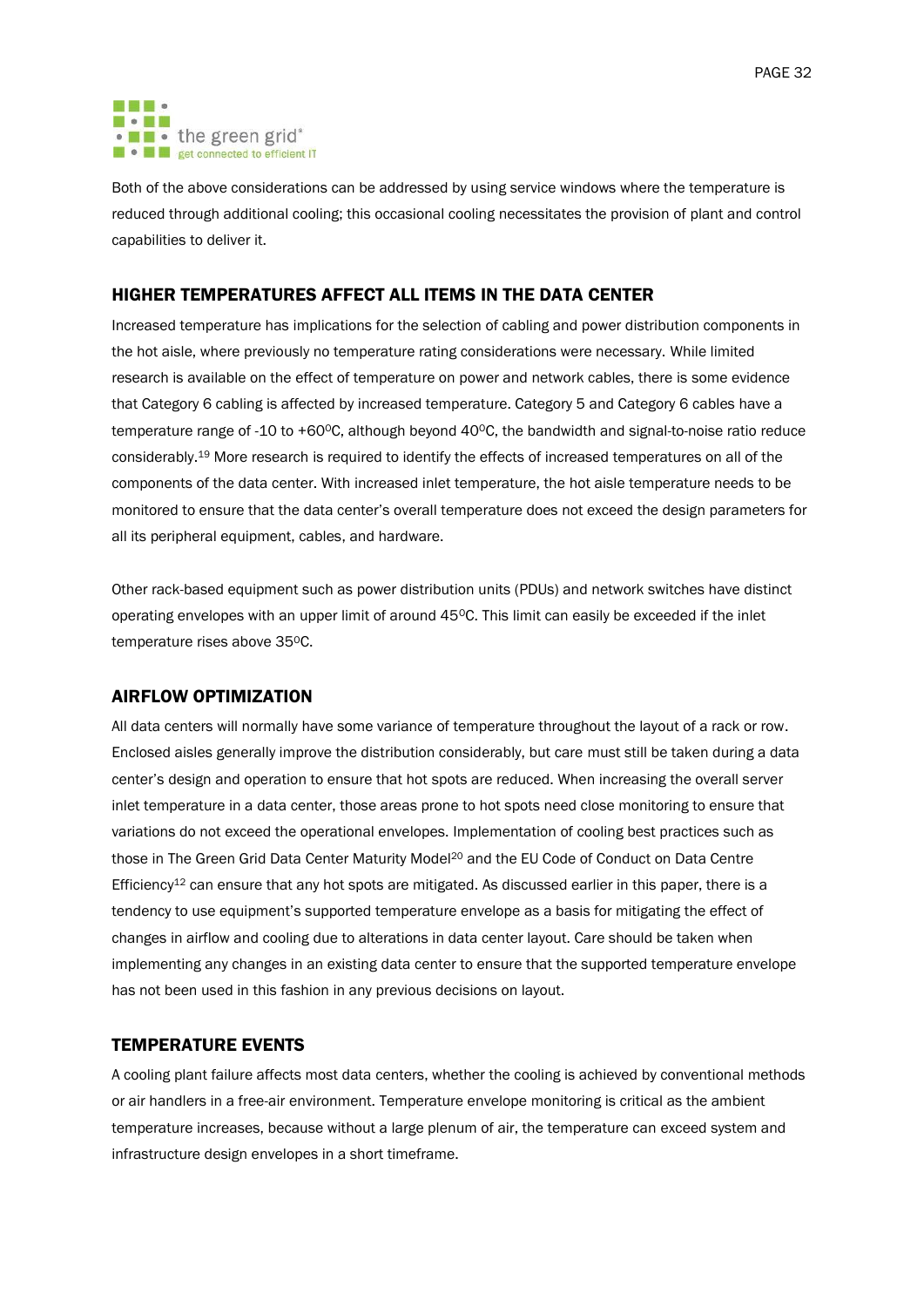Both of the above considerations can be addressed by using service windows where the temperature is reduced through additional cooling; this occasional cooling necessitates the provision of plant and control capabilities to deliver it.

## HIGHER TEMPERATURES AFFECT ALL ITEMS IN THE DATA CENTER

Increased temperature has implications for the selection of cabling and power distribution components in the hot aisle, where previously no temperature rating considerations were necessary. While limited research is available on the effect of temperature on power and network cables, there is some evidence that Category 6 cabling is affected by increased temperature. Category 5 and Category 6 cables have a temperature range of -10 to +60⁰C, although beyond 40⁰C, the bandwidth and signal-to-noise ratio reduce considerably.[19] More research is required to identify the effects of increased temperatures on all of the components of the data center. With increased inlet temperature, the hot aisle temperature needs to be monitored to ensure that the data center's overall temperature does not exceed the design parameters for all its peripheral equipment, cables, and hardware.

Other rack-based equipment such as power distribution units (PDUs) and network switches have distinct operating envelopes with an upper limit of around 45⁰C. This limit can easily be exceeded if the inlet temperature rises above 35⁰C.

## AIRFLOW OPTIMIZATION

All data centers will normally have some variance of temperature throughout the layout of a rack or row. Enclosed aisles generally improve the distribution considerably, but care must still be taken during a data center's design and operation to ensure that hot spots are reduced. When increasing the overall server inlet temperature in a data center, those areas prone to hot spots need close monitoring to ensure that variations do not exceed the operational envelopes. Implementation of cooling best practices such as those in The Green Grid Data Center Maturity Model[20] and the EU Code of Conduct on Data Centre Efficiency[12] can ensure that any hot spots are mitigated. As discussed earlier in this paper, there is a tendency to use equipment's supported temperature envelope as a basis for mitigating the effect of changes in airflow and cooling due to alterations in data center layout. Care should be taken when implementing any changes in an existing data center to ensure that the supported temperature envelope has not been used in this fashion in any previous decisions on layout.

## TEMPERATURE EVENTS

A cooling plant failure affects most data centers, whether the cooling is achieved by conventional methods or air handlers in a free-air environment. Temperature envelope monitoring is critical as the ambient temperature increases, because without a large plenum of air, the temperature can exceed system and infrastructure design envelopes in a short timeframe.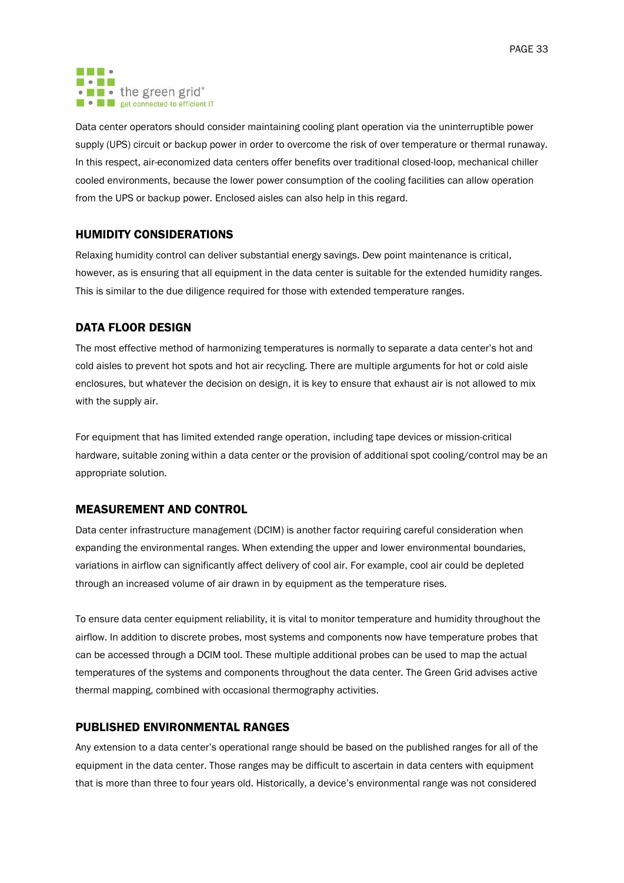Data center operators should consider maintaining cooling plant operation via the uninterruptible power supply (UPS) circuit or backup power in order to overcome the risk of over temperature or thermal runaway. In this respect, air-economized data centers offer benefits over traditional closed-loop, mechanical chiller cooled environments, because the lower power consumption of the cooling facilities can allow operation from the UPS or backup power. Enclosed aisles can also help in this regard.

## HUMIDITY CONSIDERATIONS

Relaxing humidity control can deliver substantial energy savings. Dew point maintenance is critical, however, as is ensuring that all equipment in the data center is suitable for the extended humidity ranges. This is similar to the due diligence required for those with extended temperature ranges.

## DATA FLOOR DESIGN

The most effective method of harmonizing temperatures is normally to separate a data center's hot and cold aisles to prevent hot spots and hot air recycling. There are multiple arguments for hot or cold aisle enclosures, but whatever the decision on design, it is key to ensure that exhaust air is not allowed to mix with the supply air.

For equipment that has limited extended range operation, including tape devices or mission-critical hardware, suitable zoning within a data center or the provision of additional spot cooling/control may be an appropriate solution.

## MEASUREMENT AND CONTROL

Data center infrastructure management (DCIM) is another factor requiring careful consideration when expanding the environmental ranges. When extending the upper and lower environmental boundaries, variations in airflow can significantly affect delivery of cool air. For example, cool air could be depleted through an increased volume of air drawn in by equipment as the temperature rises.

To ensure data center equipment reliability, it is vital to monitor temperature and humidity throughout the airflow. In addition to discrete probes, most systems and components now have temperature probes that can be accessed through a DCIM tool. These multiple additional probes can be used to map the actual temperatures of the systems and components throughout the data center. The Green Grid advises active thermal mapping, combined with occasional thermography activities.

## PUBLISHED ENVIRONMENTAL RANGES

Any extension to a data center's operational range should be based on the published ranges for all of the equipment in the data center. Those ranges may be difficult to ascertain in data centers with equipment that is more than three to four years old. Historically, a device's environmental range was not considered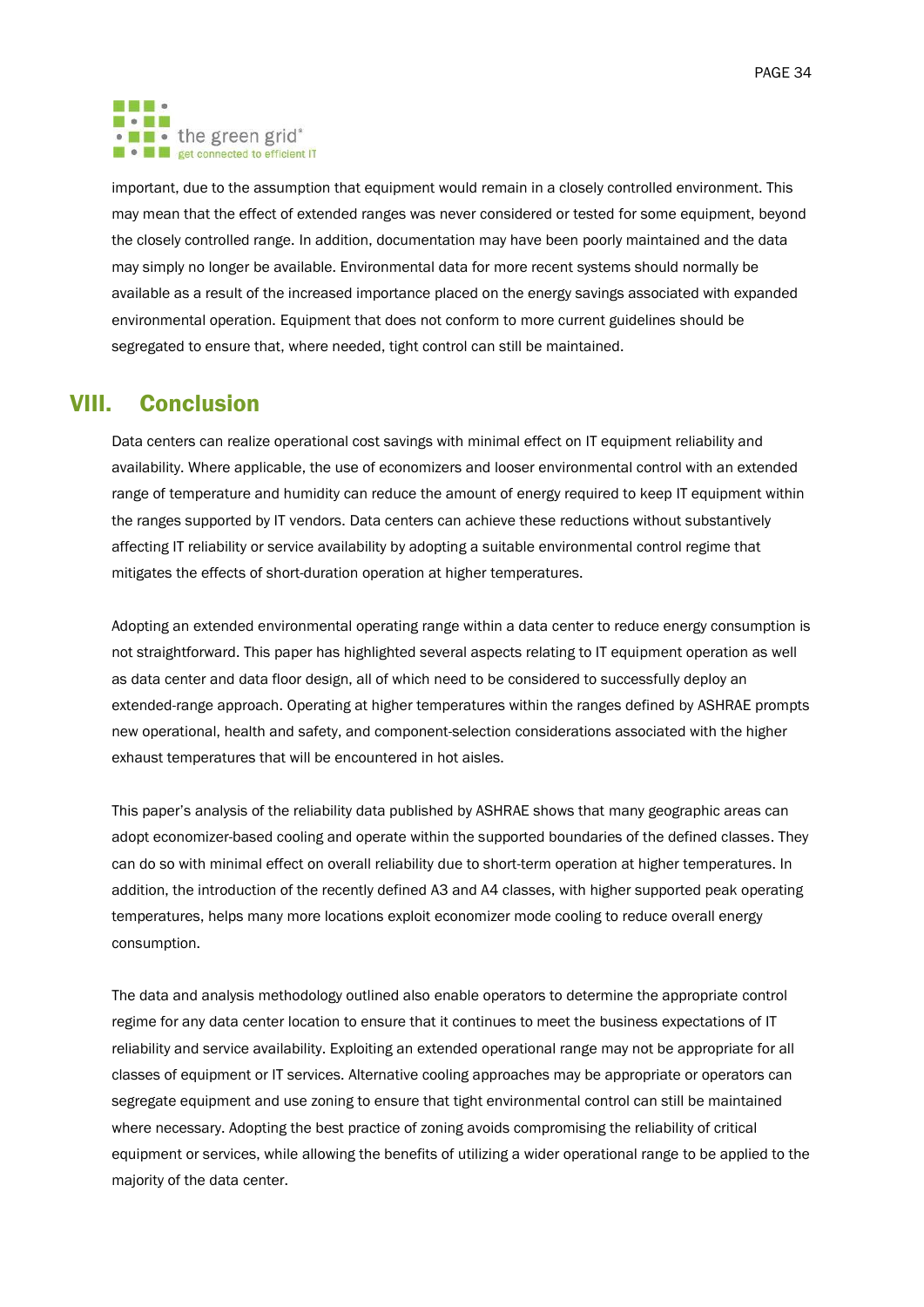important, due to the assumption that equipment would remain in a closely controlled environment. This may mean that the effect of extended ranges was never considered or tested for some equipment, beyond the closely controlled range. In addition, documentation may have been poorly maintained and the data may simply no longer be available. Environmental data for more recent systems should normally be available as a result of the increased importance placed on the energy savings associated with expanded environmental operation. Equipment that does not conform to more current guidelines should be segregated to ensure that, where needed, tight control can still be maintained.

## VIII. Conclusion

Data centers can realize operational cost savings with minimal effect on IT equipment reliability and availability. Where applicable, the use of economizers and looser environmental control with an extended range of temperature and humidity can reduce the amount of energy required to keep IT equipment within the ranges supported by IT vendors. Data centers can achieve these reductions without substantively affecting IT reliability or service availability by adopting a suitable environmental control regime that mitigates the effects of short-duration operation at higher temperatures.

Adopting an extended environmental operating range within a data center to reduce energy consumption is not straightforward. This paper has highlighted several aspects relating to IT equipment operation as well as data center and data floor design, all of which need to be considered to successfully deploy an extended-range approach. Operating at higher temperatures within the ranges defined by ASHRAE prompts new operational, health and safety, and component-selection considerations associated with the higher exhaust temperatures that will be encountered in hot aisles.

This paper's analysis of the reliability data published by ASHRAE shows that many geographic areas can adopt economizer-based cooling and operate within the supported boundaries of the defined classes. They can do so with minimal effect on overall reliability due to short-term operation at higher temperatures. In addition, the introduction of the recently defined A3 and A4 classes, with higher supported peak operating temperatures, helps many more locations exploit economizer mode cooling to reduce overall energy consumption.

The data and analysis methodology outlined also enable operators to determine the appropriate control regime for any data center location to ensure that it continues to meet the business expectations of IT reliability and service availability. Exploiting an extended operational range may not be appropriate for all classes of equipment or IT services. Alternative cooling approaches may be appropriate or operators can segregate equipment and use zoning to ensure that tight environmental control can still be maintained where necessary. Adopting the best practice of zoning avoids compromising the reliability of critical equipment or services, while allowing the benefits of utilizing a wider operational range to be applied to the majority of the data center.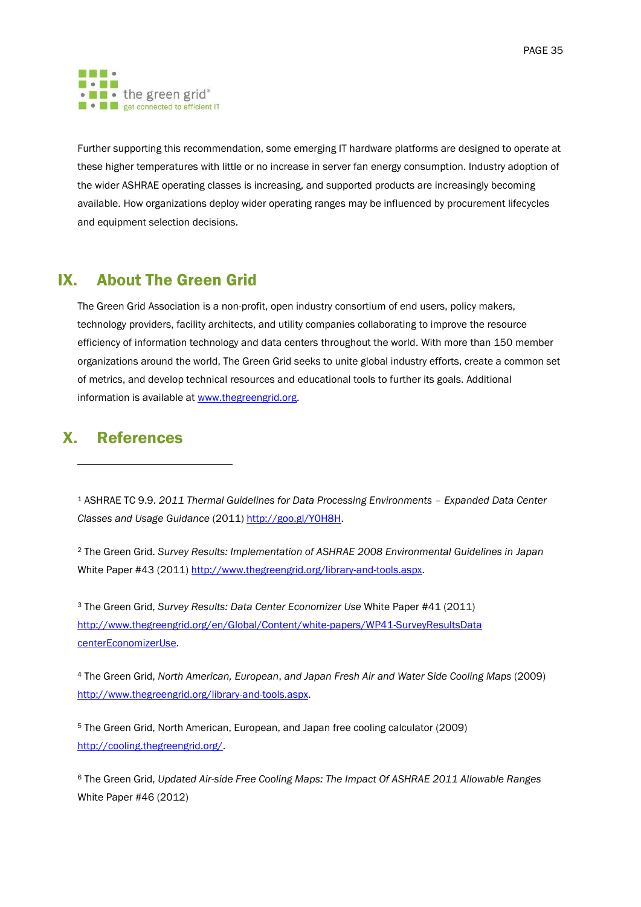Further supporting this recommendation, some emerging IT hardware platforms are designed to operate at these higher temperatures with little or no increase in server fan energy consumption. Industry adoption of the wider ASHRAE operating classes is increasing, and supported products are increasingly becoming available. How organizations deploy wider operating ranges may be influenced by procurement lifecycles and equipment selection decisions.

## IX. About The Green Grid

The Green Grid Association is a non-profit, open industry consortium of end users, policy makers, technology providers, facility architects, and utility companies collaborating to improve the resource efficiency of information technology and data centers throughout the world. With more than 150 member organizations around the world, The Green Grid seeks to unite global industry efforts, create a common set of metrics, and develop technical resources and educational tools to further its goals. Additional information is available at www.thegreengrid.org.

## X. References

---

[1] ASHRAE TC 9.9. *2011 Thermal Guidelines for Data Processing Environments – Expanded Data Center Classes and Usage Guidance* (2011) http://goo.gl/Y0H8H.

[2] The Green Grid. *Survey Results: Implementation of ASHRAE 2008 Environmental Guidelines in Japan* White Paper #43 (2011) http://www.thegreengrid.org/library-and-tools.aspx.

[3] The Green Grid, *Survey Results: Data Center Economizer Use* White Paper #41 (2011) http://www.thegreengrid.org/en/Global/Content/white-papers/WP41-SurveyResultsDatacenterEconomizerUse.

[4] The Green Grid, *North American, European, and Japan Fresh Air and Water Side Cooling Maps* (2009) http://www.thegreengrid.org/library-and-tools.aspx.

[5] The Green Grid, North American, European, and Japan free cooling calculator (2009) http://cooling.thegreengrid.org/.

[6] The Green Grid, *Updated Air-side Free Cooling Maps: The Impact Of ASHRAE 2011 Allowable Ranges* White Paper #46 (2012)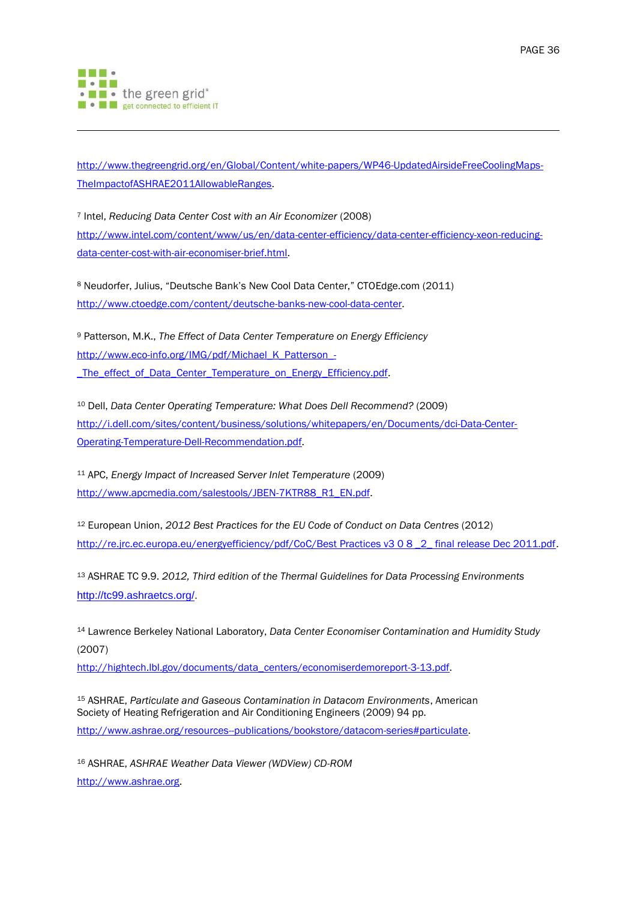http://www.thegreengrid.org/en/Global/Content/white-papers/WP46-UpdatedAirsideFreeCoolingMaps-TheImpactofASHRAE2011AllowableRanges.

[7] Intel, *Reducing Data Center Cost with an Air Economizer* (2008) http://www.intel.com/content/www/us/en/data-center-efficiency/data-center-efficiency-xeon-reducing-data-center-cost-with-air-economiser-brief.html.

[8] Neudorfer, Julius, "Deutsche Bank's New Cool Data Center," CTOEdge.com (2011) http://www.ctoedge.com/content/deutsche-banks-new-cool-data-center.

[9] Patterson, M.K., *The Effect of Data Center Temperature on Energy Efficiency* http://www.eco-info.org/IMG/pdf/Michael_K_Patterson_-_The_effect_of_Data_Center_Temperature_on_Energy_Efficiency.pdf.

[10] Dell, *Data Center Operating Temperature: What Does Dell Recommend?* (2009) http://i.dell.com/sites/content/business/solutions/whitepapers/en/Documents/dci-Data-Center-Operating-Temperature-Dell-Recommendation.pdf.

[11] APC, *Energy Impact of Increased Server Inlet Temperature* (2009) http://www.apcmedia.com/salestools/JBEN-7KTR88_R1_EN.pdf.

[12] European Union, *2012 Best Practices for the EU Code of Conduct on Data Centres* (2012) http://re.jrc.ec.europa.eu/energyefficiency/pdf/CoC/Best Practices v3 0 8 _2_ final release Dec 2011.pdf.

[13] ASHRAE TC 9.9. *2012, Third edition of the Thermal Guidelines for Data Processing Environments* http://tc99.ashraetcs.org/.

[14] Lawrence Berkeley National Laboratory, *Data Center Economiser Contamination and Humidity Study* (2007)
http://hightech.lbl.gov/documents/data_centers/economiserdemoreport-3-13.pdf.

[15] ASHRAE, *Particulate and Gaseous Contamination in Datacom Environments*, American Society of Heating Refrigeration and Air Conditioning Engineers (2009) 94 pp.
http://www.ashrae.org/resources--publications/bookstore/datacom-series#particulate.

[16] ASHRAE, *ASHRAE Weather Data Viewer (WDView) CD-ROM*
http://www.ashrae.org.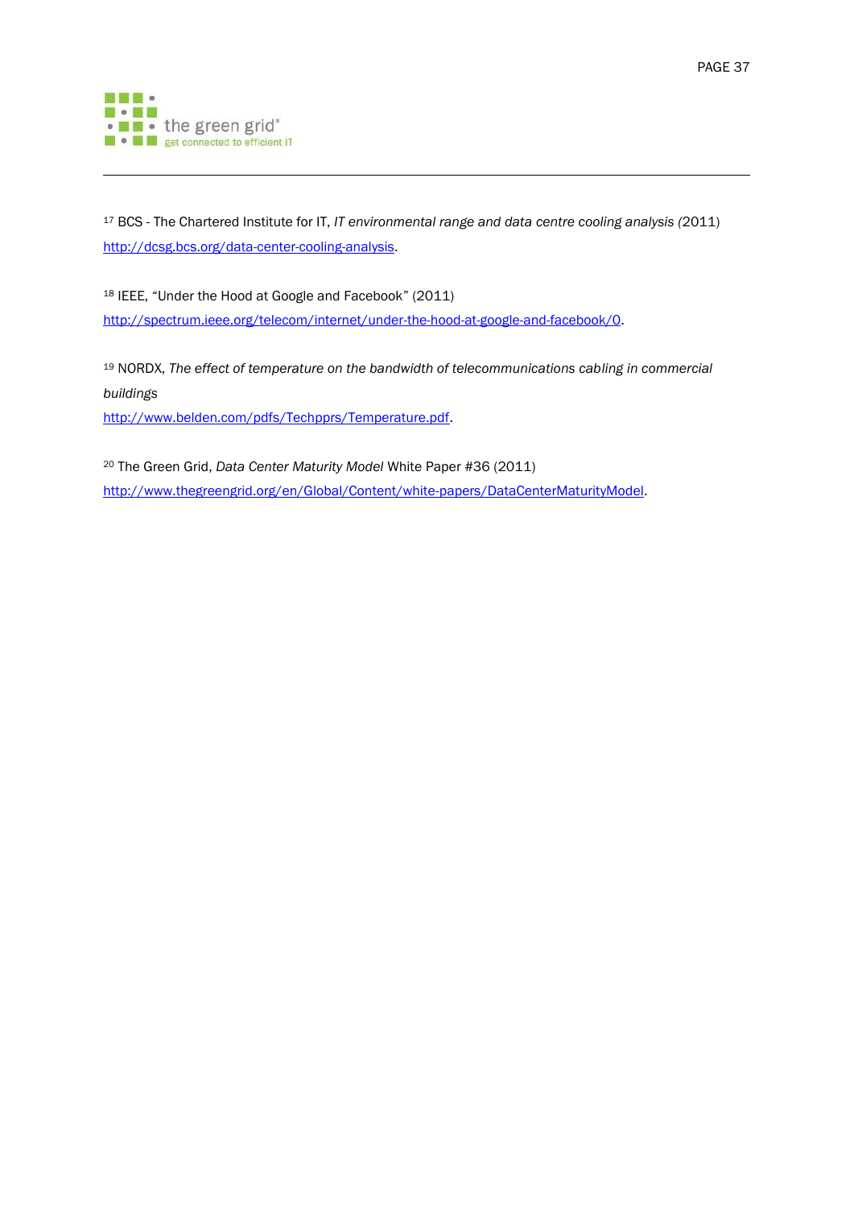[17] BCS - The Chartered Institute for IT, *IT environmental range and data centre cooling analysis (*2011) http://dcsg.bcs.org/data-center-cooling-analysis.

[18] IEEE, "Under the Hood at Google and Facebook" (2011) http://spectrum.ieee.org/telecom/internet/under-the-hood-at-google-and-facebook/0.

[19] NORDX, *The effect of temperature on the bandwidth of telecommunications cabling in commercial buildings* http://www.belden.com/pdfs/Techpprs/Temperature.pdf.

[20] The Green Grid, *Data Center Maturity Model* White Paper #36 (2011) http://www.thegreengrid.org/en/Global/Content/white-papers/DataCenterMaturityModel.